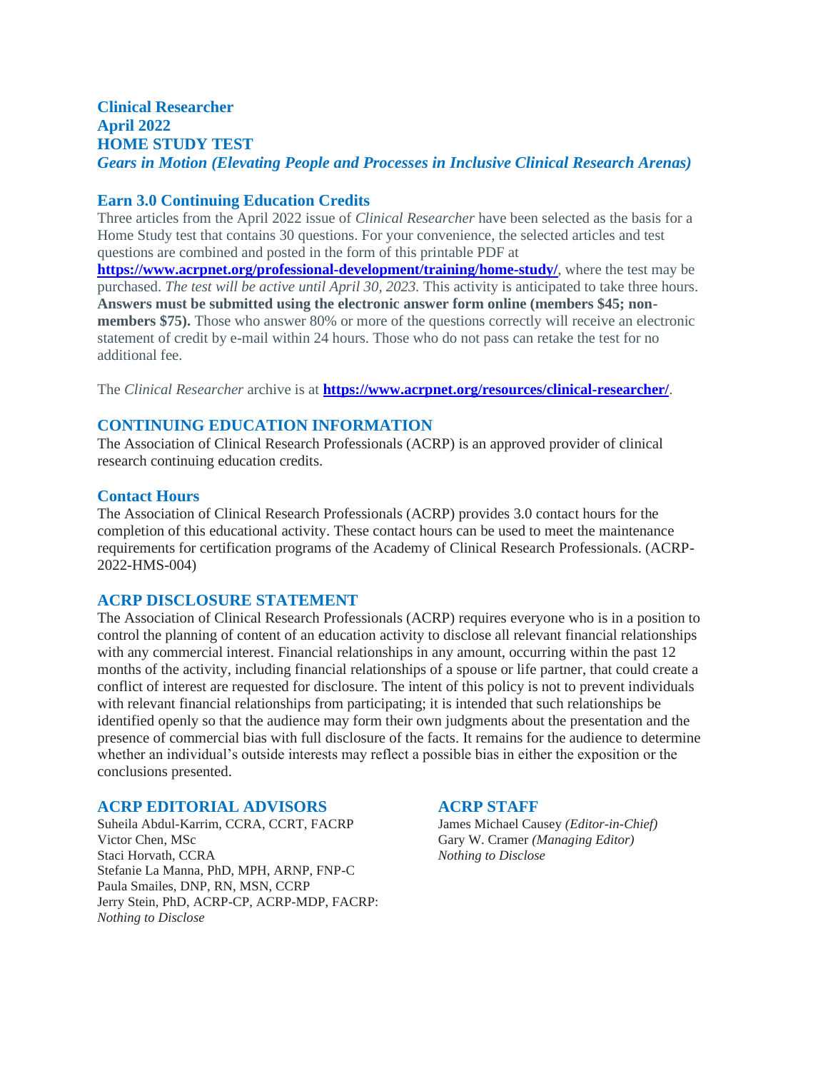# Clinical Researcher
# April 2022
# HOME STUDY TEST
## *Gears in Motion (Elevating People and Processes in Inclusive Clinical Research Arenas)*

## Earn 3.0 Continuing Education Credits

Three articles from the April 2022 issue of *Clinical Researcher* have been selected as the basis for a Home Study test that contains 30 questions. For your convenience, the selected articles and test questions are combined and posted in the form of this printable PDF at **https://www.acrpnet.org/professional-development/training/home-study/**, where the test may be purchased. *The test will be active until April 30, 2023.* This activity is anticipated to take three hours. **Answers must be submitted using the electronic answer form online (members $45; non-members $75).** Those who answer 80% or more of the questions correctly will receive an electronic statement of credit by e-mail within 24 hours. Those who do not pass can retake the test for no additional fee.

The *Clinical Researcher* archive is at **https://www.acrpnet.org/resources/clinical-researcher/**.

## CONTINUING EDUCATION INFORMATION

The Association of Clinical Research Professionals (ACRP) is an approved provider of clinical research continuing education credits.

### Contact Hours

The Association of Clinical Research Professionals (ACRP) provides 3.0 contact hours for the completion of this educational activity. These contact hours can be used to meet the maintenance requirements for certification programs of the Academy of Clinical Research Professionals. (ACRP-2022-HMS-004)

## ACRP DISCLOSURE STATEMENT

The Association of Clinical Research Professionals (ACRP) requires everyone who is in a position to control the planning of content of an education activity to disclose all relevant financial relationships with any commercial interest. Financial relationships in any amount, occurring within the past 12 months of the activity, including financial relationships of a spouse or life partner, that could create a conflict of interest are requested for disclosure. The intent of this policy is not to prevent individuals with relevant financial relationships from participating; it is intended that such relationships be identified openly so that the audience may form their own judgments about the presentation and the presence of commercial bias with full disclosure of the facts. It remains for the audience to determine whether an individual's outside interests may reflect a possible bias in either the exposition or the conclusions presented.

## ACRP EDITORIAL ADVISORS

Suheila Abdul-Karrim, CCRA, CCRT, FACRP
Victor Chen, MSc
Staci Horvath, CCRA
Stefanie La Manna, PhD, MPH, ARNP, FNP-C
Paula Smailes, DNP, RN, MSN, CCRP
Jerry Stein, PhD, ACRP-CP, ACRP-MDP, FACRP:
*Nothing to Disclose*

## ACRP STAFF

James Michael Causey *(Editor-in-Chief)*
Gary W. Cramer *(Managing Editor)*
*Nothing to Disclose*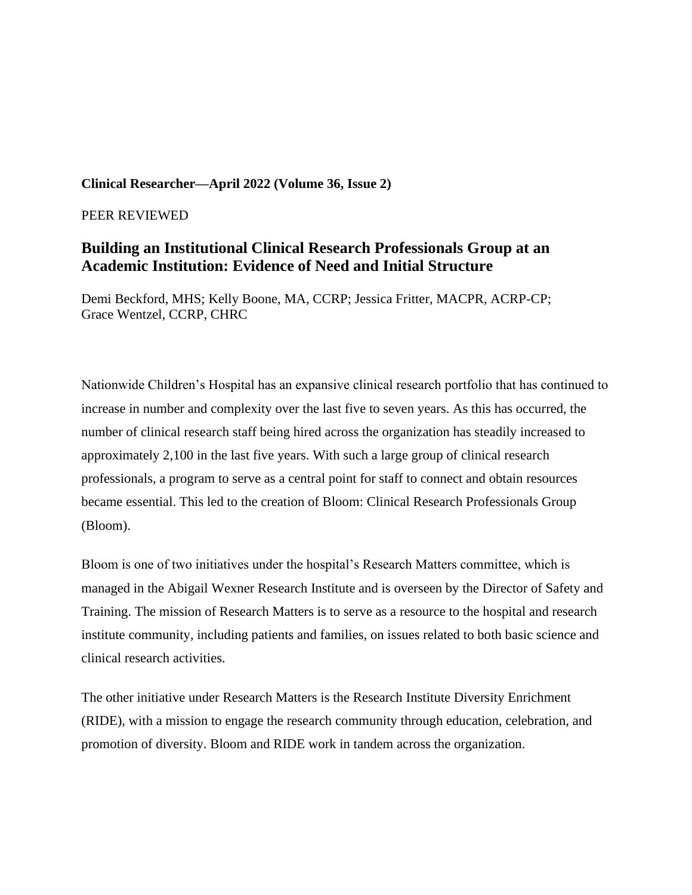**Clinical Researcher—April 2022 (Volume 36, Issue 2)**

PEER REVIEWED

## Building an Institutional Clinical Research Professionals Group at an Academic Institution: Evidence of Need and Initial Structure

Demi Beckford, MHS; Kelly Boone, MA, CCRP; Jessica Fritter, MACPR, ACRP-CP; Grace Wentzel, CCRP, CHRC

Nationwide Children's Hospital has an expansive clinical research portfolio that has continued to increase in number and complexity over the last five to seven years. As this has occurred, the number of clinical research staff being hired across the organization has steadily increased to approximately 2,100 in the last five years. With such a large group of clinical research professionals, a program to serve as a central point for staff to connect and obtain resources became essential. This led to the creation of Bloom: Clinical Research Professionals Group (Bloom).

Bloom is one of two initiatives under the hospital's Research Matters committee, which is managed in the Abigail Wexner Research Institute and is overseen by the Director of Safety and Training. The mission of Research Matters is to serve as a resource to the hospital and research institute community, including patients and families, on issues related to both basic science and clinical research activities.

The other initiative under Research Matters is the Research Institute Diversity Enrichment (RIDE), with a mission to engage the research community through education, celebration, and promotion of diversity. Bloom and RIDE work in tandem across the organization.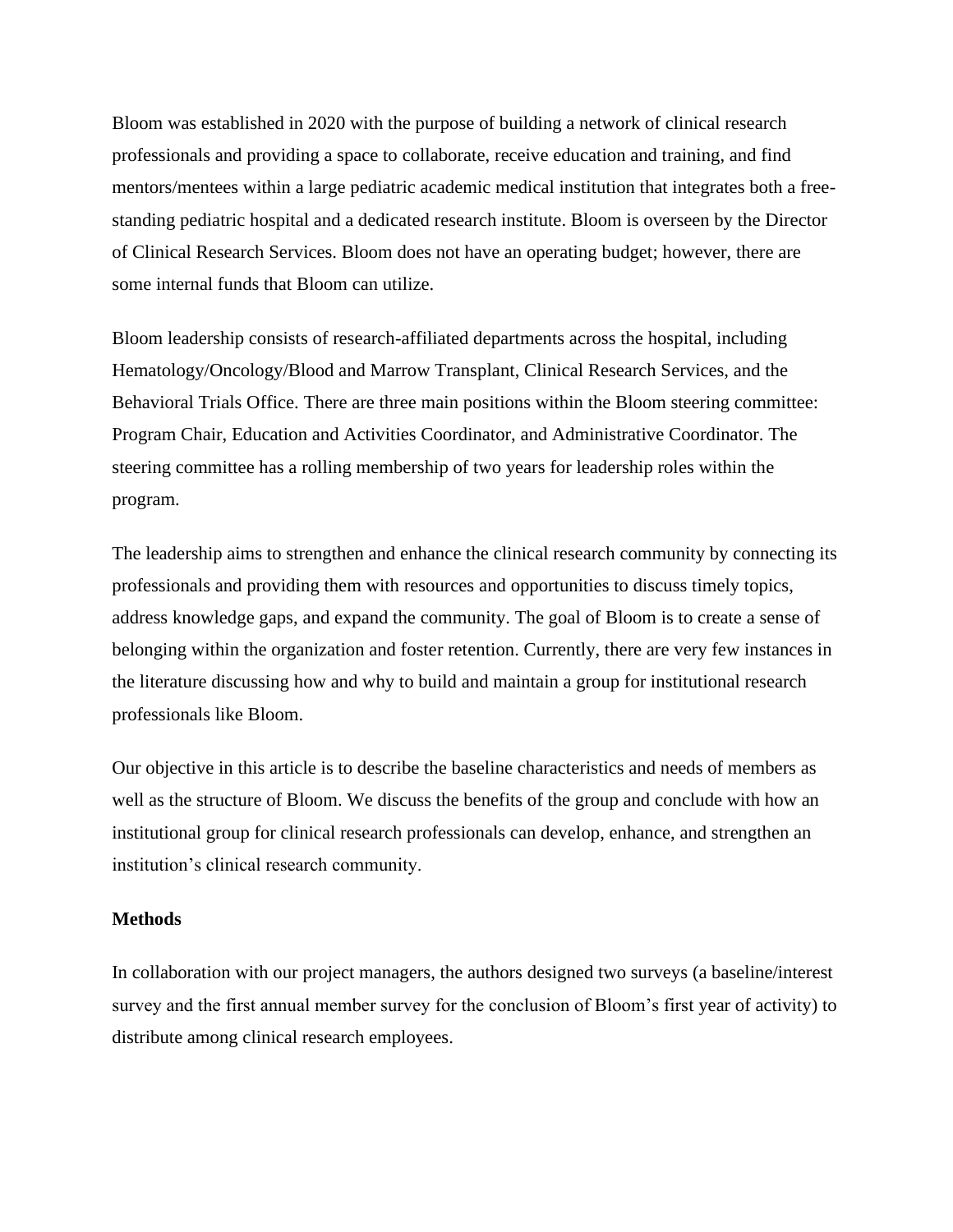Bloom was established in 2020 with the purpose of building a network of clinical research professionals and providing a space to collaborate, receive education and training, and find mentors/mentees within a large pediatric academic medical institution that integrates both a free-standing pediatric hospital and a dedicated research institute. Bloom is overseen by the Director of Clinical Research Services. Bloom does not have an operating budget; however, there are some internal funds that Bloom can utilize.

Bloom leadership consists of research-affiliated departments across the hospital, including Hematology/Oncology/Blood and Marrow Transplant, Clinical Research Services, and the Behavioral Trials Office. There are three main positions within the Bloom steering committee: Program Chair, Education and Activities Coordinator, and Administrative Coordinator. The steering committee has a rolling membership of two years for leadership roles within the program.

The leadership aims to strengthen and enhance the clinical research community by connecting its professionals and providing them with resources and opportunities to discuss timely topics, address knowledge gaps, and expand the community. The goal of Bloom is to create a sense of belonging within the organization and foster retention. Currently, there are very few instances in the literature discussing how and why to build and maintain a group for institutional research professionals like Bloom.

Our objective in this article is to describe the baseline characteristics and needs of members as well as the structure of Bloom. We discuss the benefits of the group and conclude with how an institutional group for clinical research professionals can develop, enhance, and strengthen an institution's clinical research community.

## Methods

In collaboration with our project managers, the authors designed two surveys (a baseline/interest survey and the first annual member survey for the conclusion of Bloom's first year of activity) to distribute among clinical research employees.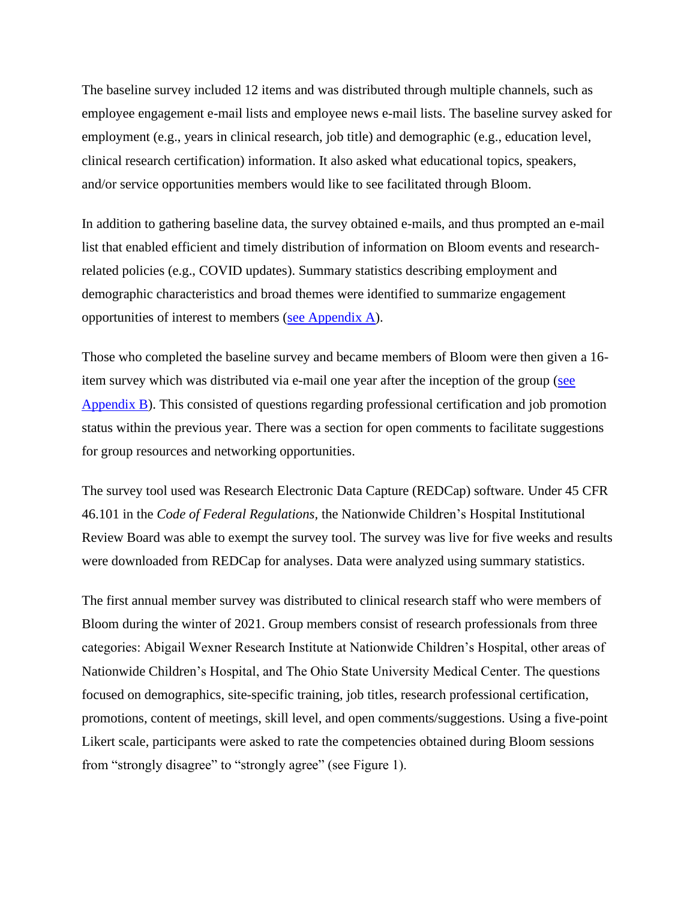The baseline survey included 12 items and was distributed through multiple channels, such as employee engagement e-mail lists and employee news e-mail lists. The baseline survey asked for employment (e.g., years in clinical research, job title) and demographic (e.g., education level, clinical research certification) information. It also asked what educational topics, speakers, and/or service opportunities members would like to see facilitated through Bloom.

In addition to gathering baseline data, the survey obtained e-mails, and thus prompted an e-mail list that enabled efficient and timely distribution of information on Bloom events and research-related policies (e.g., COVID updates). Summary statistics describing employment and demographic characteristics and broad themes were identified to summarize engagement opportunities of interest to members (see Appendix A).

Those who completed the baseline survey and became members of Bloom were then given a 16-item survey which was distributed via e-mail one year after the inception of the group (see Appendix B). This consisted of questions regarding professional certification and job promotion status within the previous year. There was a section for open comments to facilitate suggestions for group resources and networking opportunities.

The survey tool used was Research Electronic Data Capture (REDCap) software. Under 45 CFR 46.101 in the *Code of Federal Regulations,* the Nationwide Children's Hospital Institutional Review Board was able to exempt the survey tool. The survey was live for five weeks and results were downloaded from REDCap for analyses. Data were analyzed using summary statistics.

The first annual member survey was distributed to clinical research staff who were members of Bloom during the winter of 2021. Group members consist of research professionals from three categories: Abigail Wexner Research Institute at Nationwide Children's Hospital, other areas of Nationwide Children's Hospital, and The Ohio State University Medical Center. The questions focused on demographics, site-specific training, job titles, research professional certification, promotions, content of meetings, skill level, and open comments/suggestions. Using a five-point Likert scale, participants were asked to rate the competencies obtained during Bloom sessions from "strongly disagree" to "strongly agree" (see Figure 1).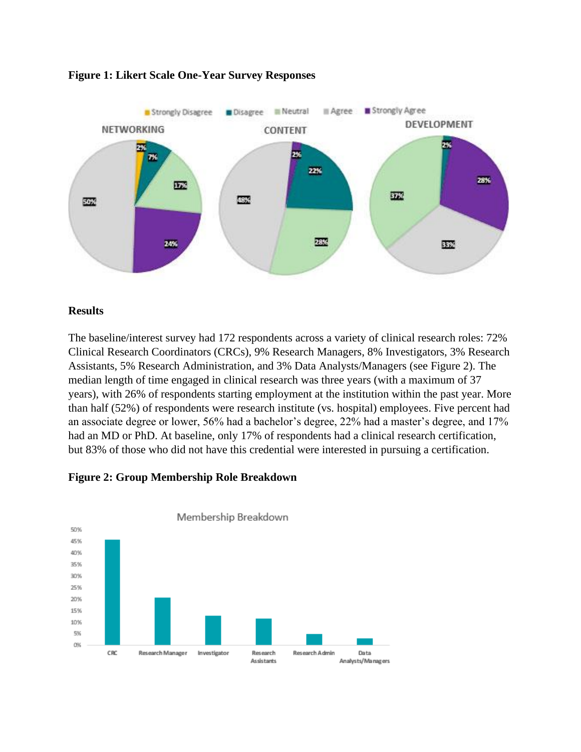**Figure 1: Likert Scale One-Year Survey Responses**

**Results**

The baseline/interest survey had 172 respondents across a variety of clinical research roles: 72% Clinical Research Coordinators (CRCs), 9% Research Managers, 8% Investigators, 3% Research Assistants, 5% Research Administration, and 3% Data Analysts/Managers (see Figure 2). The median length of time engaged in clinical research was three years (with a maximum of 37 years), with 26% of respondents starting employment at the institution within the past year. More than half (52%) of respondents were research institute (vs. hospital) employees. Five percent had an associate degree or lower, 56% had a bachelor's degree, 22% had a master's degree, and 17% had an MD or PhD. At baseline, only 17% of respondents had a clinical research certification, but 83% of those who did not have this credential were interested in pursuing a certification.

**Figure 2: Group Membership Role Breakdown**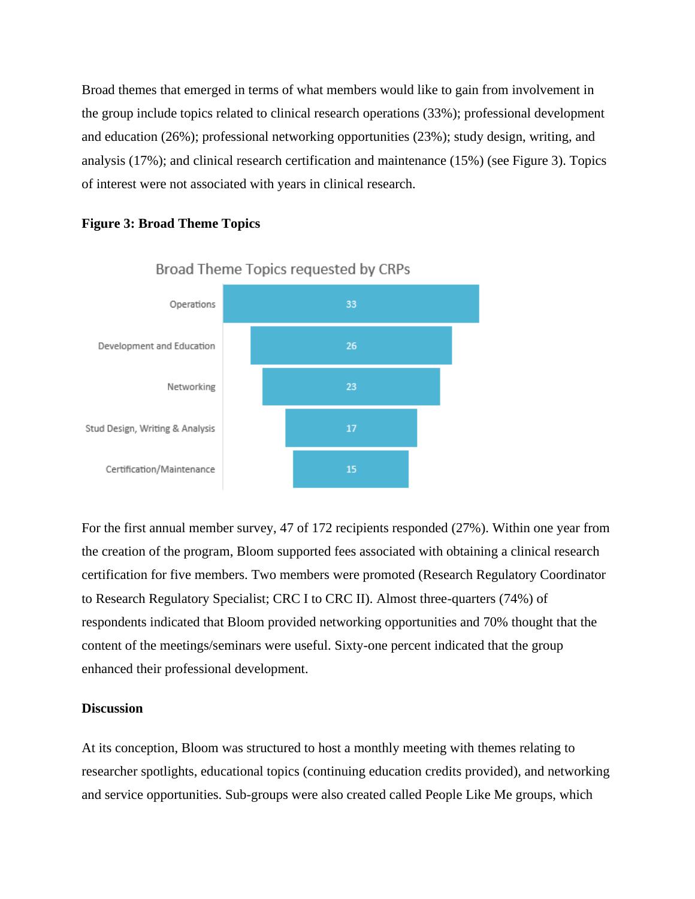Broad themes that emerged in terms of what members would like to gain from involvement in the group include topics related to clinical research operations (33%); professional development and education (26%); professional networking opportunities (23%); study design, writing, and analysis (17%); and clinical research certification and maintenance (15%) (see Figure 3). Topics of interest were not associated with years in clinical research.

**Figure 3: Broad Theme Topics**

Broad Theme Topics requested by CRPs

| Topic | Value |
| --- | --- |
| Operations | 33 |
| Development and Education | 26 |
| Networking | 23 |
| Stud Design, Writing & Analysis | 17 |
| Certification/Maintenance | 15 |

For the first annual member survey, 47 of 172 recipients responded (27%). Within one year from the creation of the program, Bloom supported fees associated with obtaining a clinical research certification for five members. Two members were promoted (Research Regulatory Coordinator to Research Regulatory Specialist; CRC I to CRC II). Almost three-quarters (74%) of respondents indicated that Bloom provided networking opportunities and 70% thought that the content of the meetings/seminars were useful. Sixty-one percent indicated that the group enhanced their professional development.

## Discussion

At its conception, Bloom was structured to host a monthly meeting with themes relating to researcher spotlights, educational topics (continuing education credits provided), and networking and service opportunities. Sub-groups were also created called People Like Me groups, which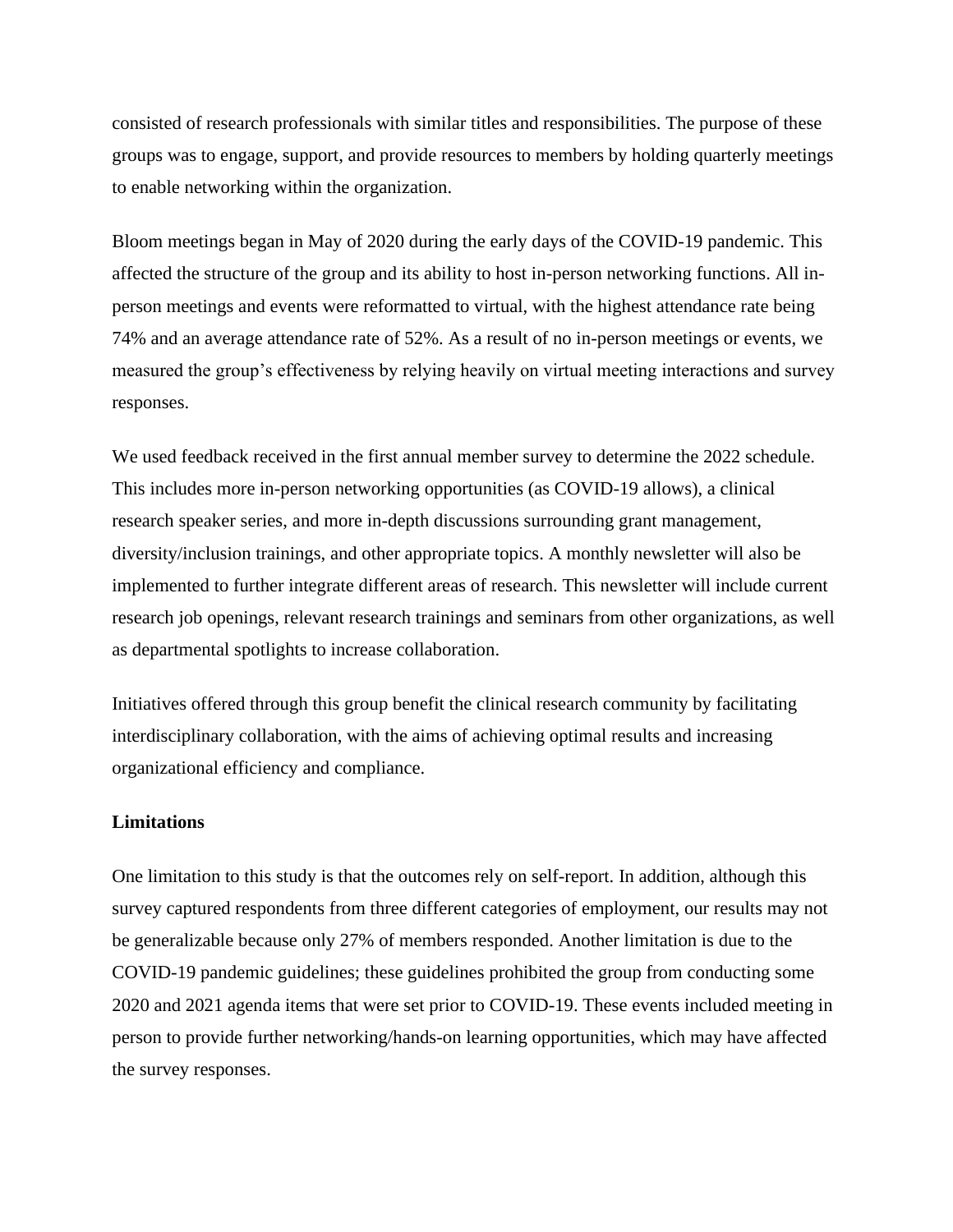consisted of research professionals with similar titles and responsibilities. The purpose of these groups was to engage, support, and provide resources to members by holding quarterly meetings to enable networking within the organization.

Bloom meetings began in May of 2020 during the early days of the COVID-19 pandemic. This affected the structure of the group and its ability to host in-person networking functions. All in-person meetings and events were reformatted to virtual, with the highest attendance rate being 74% and an average attendance rate of 52%. As a result of no in-person meetings or events, we measured the group's effectiveness by relying heavily on virtual meeting interactions and survey responses.

We used feedback received in the first annual member survey to determine the 2022 schedule. This includes more in-person networking opportunities (as COVID-19 allows), a clinical research speaker series, and more in-depth discussions surrounding grant management, diversity/inclusion trainings, and other appropriate topics. A monthly newsletter will also be implemented to further integrate different areas of research. This newsletter will include current research job openings, relevant research trainings and seminars from other organizations, as well as departmental spotlights to increase collaboration.

Initiatives offered through this group benefit the clinical research community by facilitating interdisciplinary collaboration, with the aims of achieving optimal results and increasing organizational efficiency and compliance.

**Limitations**

One limitation to this study is that the outcomes rely on self-report. In addition, although this survey captured respondents from three different categories of employment, our results may not be generalizable because only 27% of members responded. Another limitation is due to the COVID-19 pandemic guidelines; these guidelines prohibited the group from conducting some 2020 and 2021 agenda items that were set prior to COVID-19. These events included meeting in person to provide further networking/hands-on learning opportunities, which may have affected the survey responses.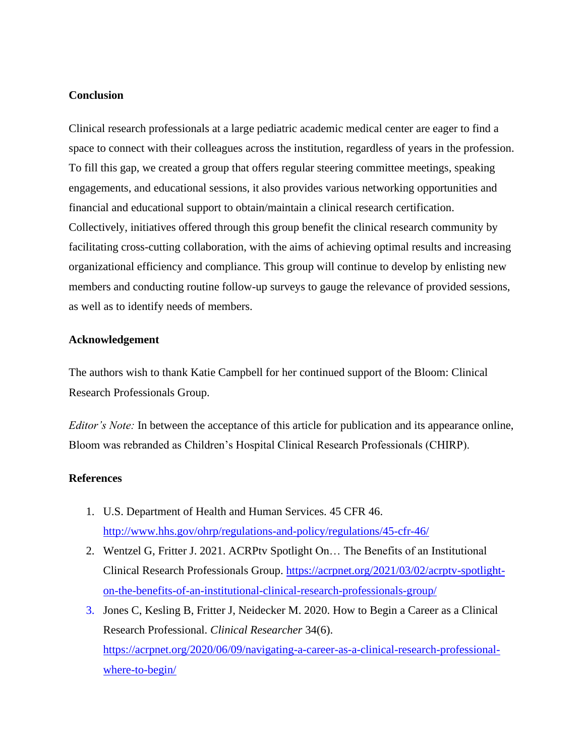**Conclusion**

Clinical research professionals at a large pediatric academic medical center are eager to find a space to connect with their colleagues across the institution, regardless of years in the profession. To fill this gap, we created a group that offers regular steering committee meetings, speaking engagements, and educational sessions, it also provides various networking opportunities and financial and educational support to obtain/maintain a clinical research certification. Collectively, initiatives offered through this group benefit the clinical research community by facilitating cross-cutting collaboration, with the aims of achieving optimal results and increasing organizational efficiency and compliance. This group will continue to develop by enlisting new members and conducting routine follow-up surveys to gauge the relevance of provided sessions, as well as to identify needs of members.

**Acknowledgement**

The authors wish to thank Katie Campbell for her continued support of the Bloom: Clinical Research Professionals Group.

*Editor's Note:* In between the acceptance of this article for publication and its appearance online, Bloom was rebranded as Children's Hospital Clinical Research Professionals (CHIRP).

**References**

1. U.S. Department of Health and Human Services. 45 CFR 46. http://www.hhs.gov/ohrp/regulations-and-policy/regulations/45-cfr-46/
2. Wentzel G, Fritter J. 2021. ACRPtv Spotlight On… The Benefits of an Institutional Clinical Research Professionals Group. https://acrpnet.org/2021/03/02/acrptv-spotlight-on-the-benefits-of-an-institutional-clinical-research-professionals-group/
3. Jones C, Kesling B, Fritter J, Neidecker M. 2020. How to Begin a Career as a Clinical Research Professional. *Clinical Researcher* 34(6). https://acrpnet.org/2020/06/09/navigating-a-career-as-a-clinical-research-professional-where-to-begin/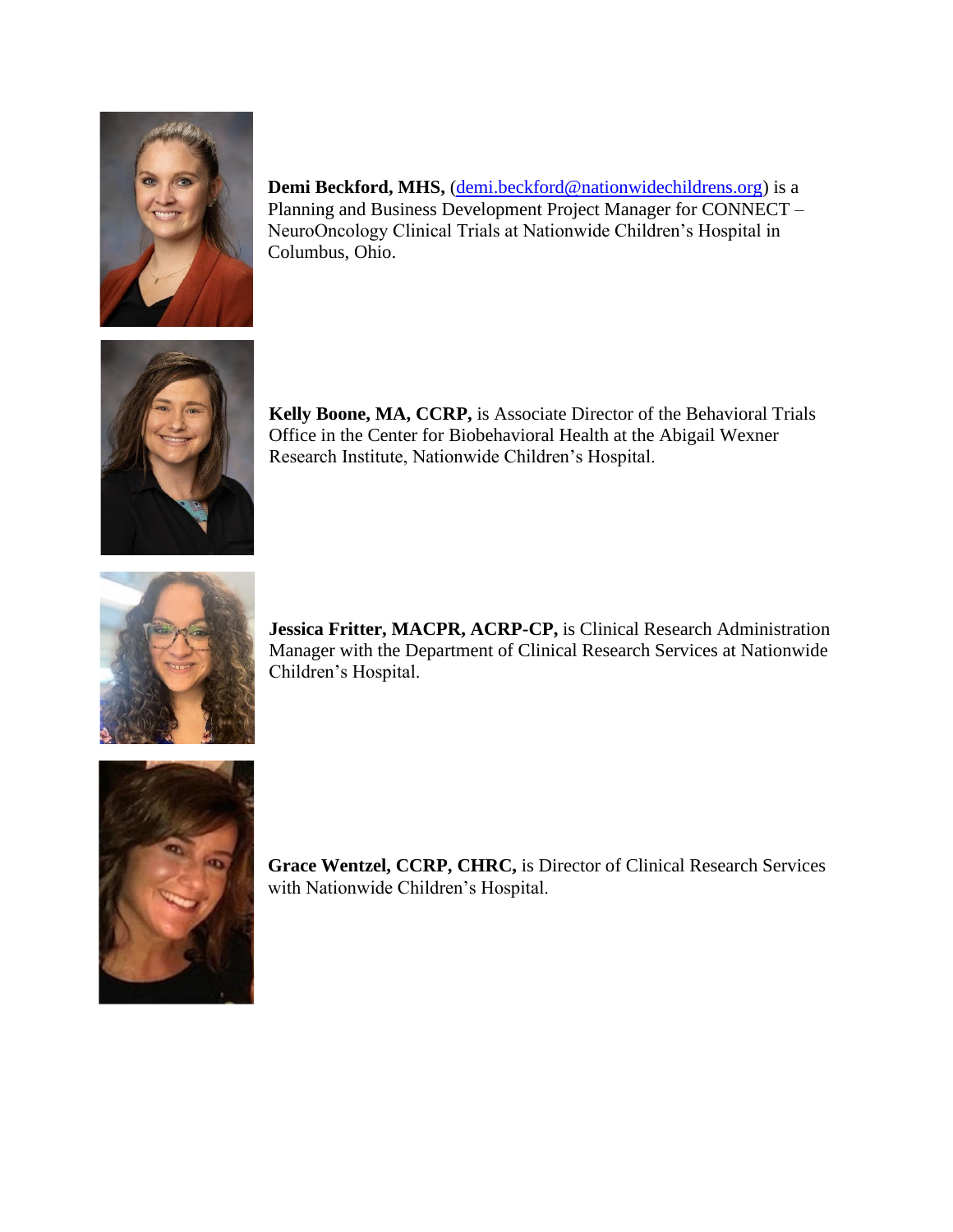**Demi Beckford, MHS,** (demi.beckford@nationwidechildrens.org) is a Planning and Business Development Project Manager for CONNECT – NeuroOncology Clinical Trials at Nationwide Children's Hospital in Columbus, Ohio.

**Kelly Boone, MA, CCRP,** is Associate Director of the Behavioral Trials Office in the Center for Biobehavioral Health at the Abigail Wexner Research Institute, Nationwide Children's Hospital.

**Jessica Fritter, MACPR, ACRP-CP,** is Clinical Research Administration Manager with the Department of Clinical Research Services at Nationwide Children's Hospital.

**Grace Wentzel, CCRP, CHRC,** is Director of Clinical Research Services with Nationwide Children's Hospital.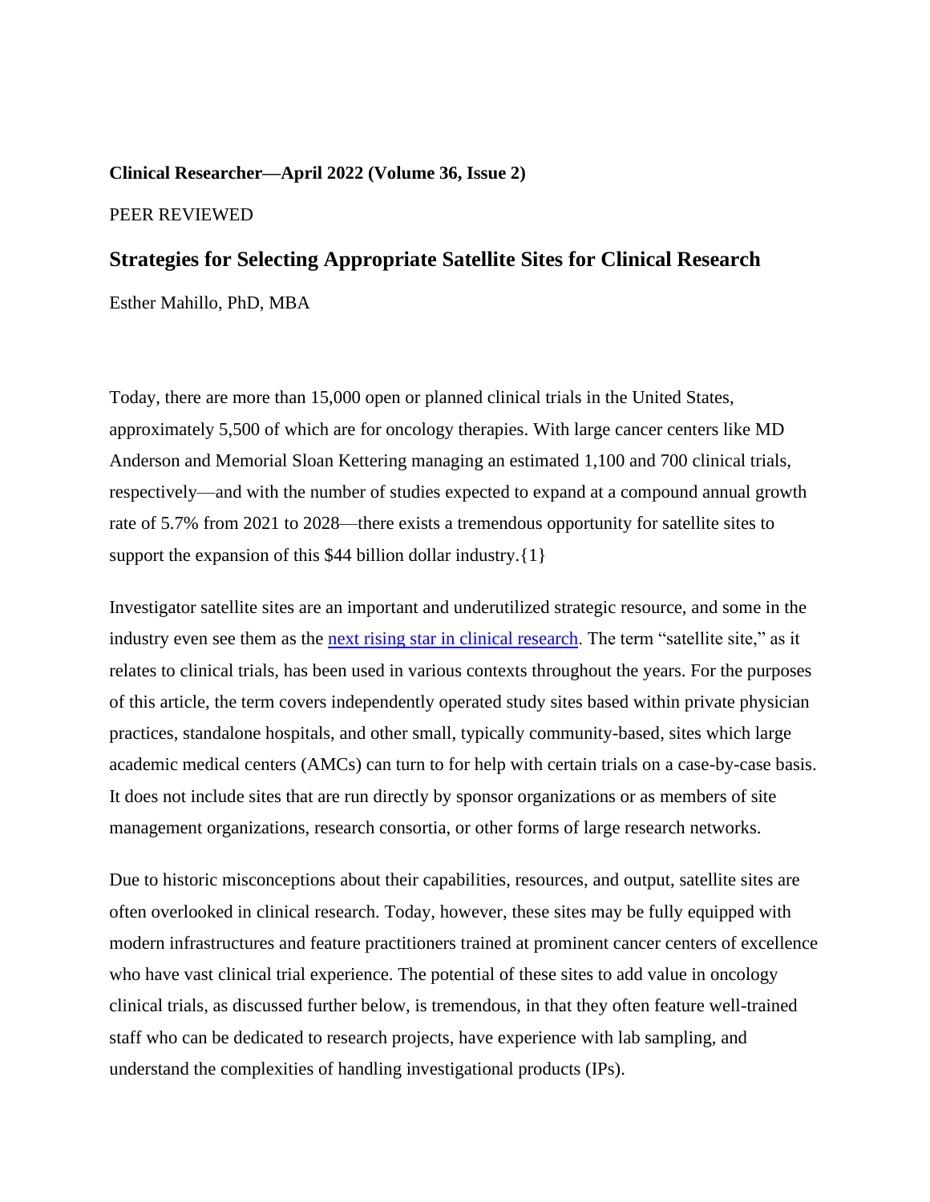**Clinical Researcher—April 2022 (Volume 36, Issue 2)**

PEER REVIEWED

## Strategies for Selecting Appropriate Satellite Sites for Clinical Research

Esther Mahillo, PhD, MBA

Today, there are more than 15,000 open or planned clinical trials in the United States, approximately 5,500 of which are for oncology therapies. With large cancer centers like MD Anderson and Memorial Sloan Kettering managing an estimated 1,100 and 700 clinical trials, respectively—and with the number of studies expected to expand at a compound annual growth rate of 5.7% from 2021 to 2028—there exists a tremendous opportunity for satellite sites to support the expansion of this $44 billion dollar industry.{1}

Investigator satellite sites are an important and underutilized strategic resource, and some in the industry even see them as the [next rising star in clinical research](). The term "satellite site," as it relates to clinical trials, has been used in various contexts throughout the years. For the purposes of this article, the term covers independently operated study sites based within private physician practices, standalone hospitals, and other small, typically community-based, sites which large academic medical centers (AMCs) can turn to for help with certain trials on a case-by-case basis. It does not include sites that are run directly by sponsor organizations or as members of site management organizations, research consortia, or other forms of large research networks.

Due to historic misconceptions about their capabilities, resources, and output, satellite sites are often overlooked in clinical research. Today, however, these sites may be fully equipped with modern infrastructures and feature practitioners trained at prominent cancer centers of excellence who have vast clinical trial experience. The potential of these sites to add value in oncology clinical trials, as discussed further below, is tremendous, in that they often feature well-trained staff who can be dedicated to research projects, have experience with lab sampling, and understand the complexities of handling investigational products (IPs).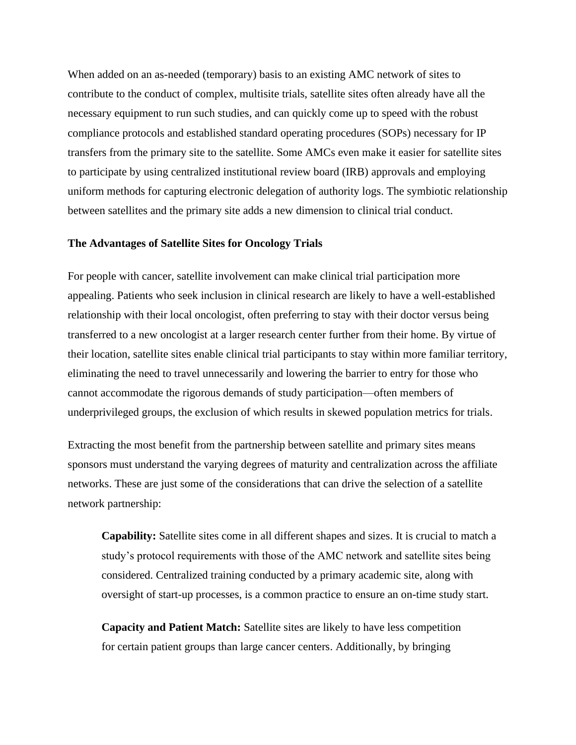When added on an as-needed (temporary) basis to an existing AMC network of sites to contribute to the conduct of complex, multisite trials, satellite sites often already have all the necessary equipment to run such studies, and can quickly come up to speed with the robust compliance protocols and established standard operating procedures (SOPs) necessary for IP transfers from the primary site to the satellite. Some AMCs even make it easier for satellite sites to participate by using centralized institutional review board (IRB) approvals and employing uniform methods for capturing electronic delegation of authority logs. The symbiotic relationship between satellites and the primary site adds a new dimension to clinical trial conduct.

**The Advantages of Satellite Sites for Oncology Trials**

For people with cancer, satellite involvement can make clinical trial participation more appealing. Patients who seek inclusion in clinical research are likely to have a well-established relationship with their local oncologist, often preferring to stay with their doctor versus being transferred to a new oncologist at a larger research center further from their home. By virtue of their location, satellite sites enable clinical trial participants to stay within more familiar territory, eliminating the need to travel unnecessarily and lowering the barrier to entry for those who cannot accommodate the rigorous demands of study participation—often members of underprivileged groups, the exclusion of which results in skewed population metrics for trials.

Extracting the most benefit from the partnership between satellite and primary sites means sponsors must understand the varying degrees of maturity and centralization across the affiliate networks. These are just some of the considerations that can drive the selection of a satellite network partnership:

> **Capability:** Satellite sites come in all different shapes and sizes. It is crucial to match a study's protocol requirements with those of the AMC network and satellite sites being considered. Centralized training conducted by a primary academic site, along with oversight of start-up processes, is a common practice to ensure an on-time study start.
>
> **Capacity and Patient Match:** Satellite sites are likely to have less competition for certain patient groups than large cancer centers. Additionally, by bringing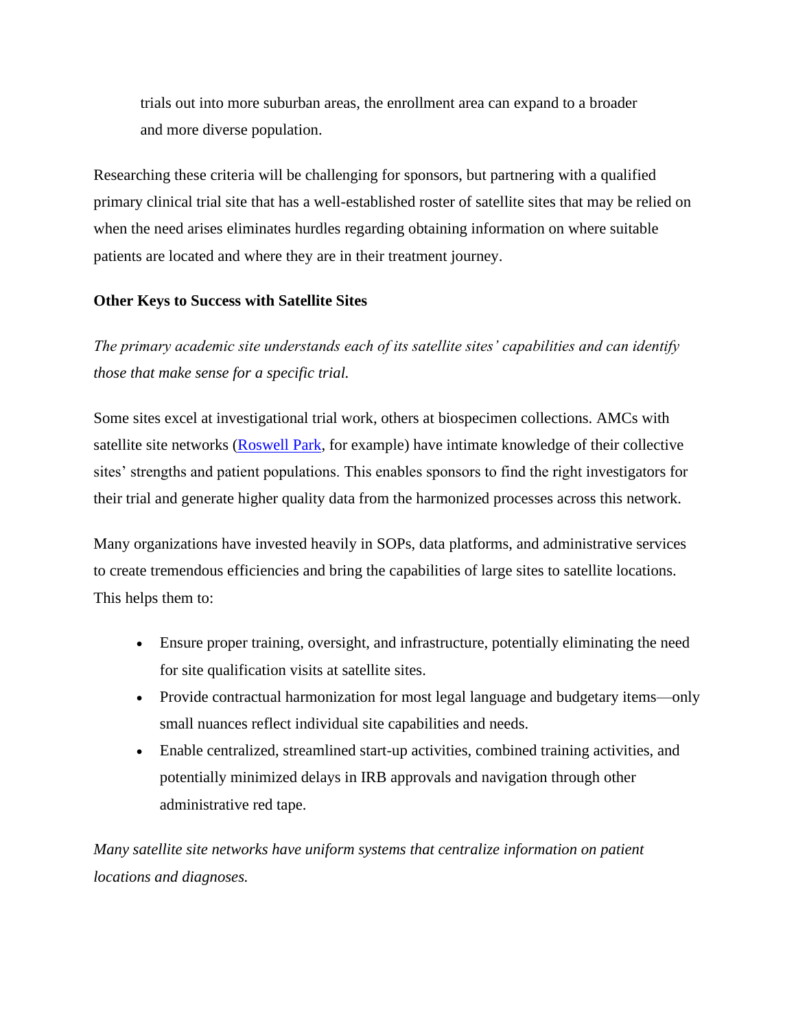trials out into more suburban areas, the enrollment area can expand to a broader and more diverse population.

Researching these criteria will be challenging for sponsors, but partnering with a qualified primary clinical trial site that has a well-established roster of satellite sites that may be relied on when the need arises eliminates hurdles regarding obtaining information on where suitable patients are located and where they are in their treatment journey.

**Other Keys to Success with Satellite Sites**

*The primary academic site understands each of its satellite sites' capabilities and can identify those that make sense for a specific trial.*

Some sites excel at investigational trial work, others at biospecimen collections. AMCs with satellite site networks (Roswell Park, for example) have intimate knowledge of their collective sites' strengths and patient populations. This enables sponsors to find the right investigators for their trial and generate higher quality data from the harmonized processes across this network.

Many organizations have invested heavily in SOPs, data platforms, and administrative services to create tremendous efficiencies and bring the capabilities of large sites to satellite locations. This helps them to:

- Ensure proper training, oversight, and infrastructure, potentially eliminating the need for site qualification visits at satellite sites.
- Provide contractual harmonization for most legal language and budgetary items—only small nuances reflect individual site capabilities and needs.
- Enable centralized, streamlined start-up activities, combined training activities, and potentially minimized delays in IRB approvals and navigation through other administrative red tape.

*Many satellite site networks have uniform systems that centralize information on patient locations and diagnoses.*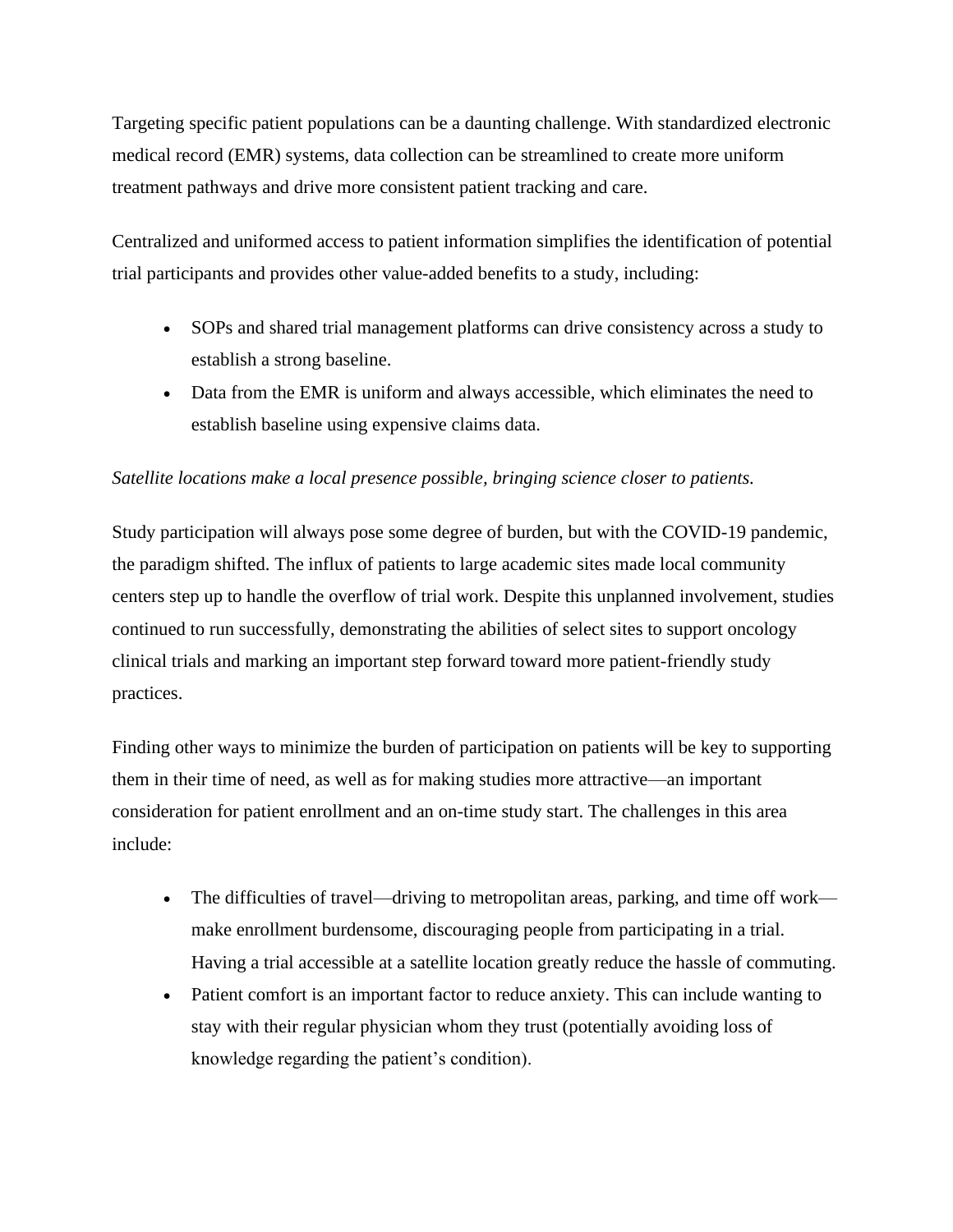Targeting specific patient populations can be a daunting challenge. With standardized electronic medical record (EMR) systems, data collection can be streamlined to create more uniform treatment pathways and drive more consistent patient tracking and care.

Centralized and uniformed access to patient information simplifies the identification of potential trial participants and provides other value-added benefits to a study, including:

- SOPs and shared trial management platforms can drive consistency across a study to establish a strong baseline.
- Data from the EMR is uniform and always accessible, which eliminates the need to establish baseline using expensive claims data.

*Satellite locations make a local presence possible, bringing science closer to patients.*

Study participation will always pose some degree of burden, but with the COVID-19 pandemic, the paradigm shifted. The influx of patients to large academic sites made local community centers step up to handle the overflow of trial work. Despite this unplanned involvement, studies continued to run successfully, demonstrating the abilities of select sites to support oncology clinical trials and marking an important step forward toward more patient-friendly study practices.

Finding other ways to minimize the burden of participation on patients will be key to supporting them in their time of need, as well as for making studies more attractive—an important consideration for patient enrollment and an on-time study start. The challenges in this area include:

- The difficulties of travel—driving to metropolitan areas, parking, and time off work—make enrollment burdensome, discouraging people from participating in a trial. Having a trial accessible at a satellite location greatly reduce the hassle of commuting.
- Patient comfort is an important factor to reduce anxiety. This can include wanting to stay with their regular physician whom they trust (potentially avoiding loss of knowledge regarding the patient's condition).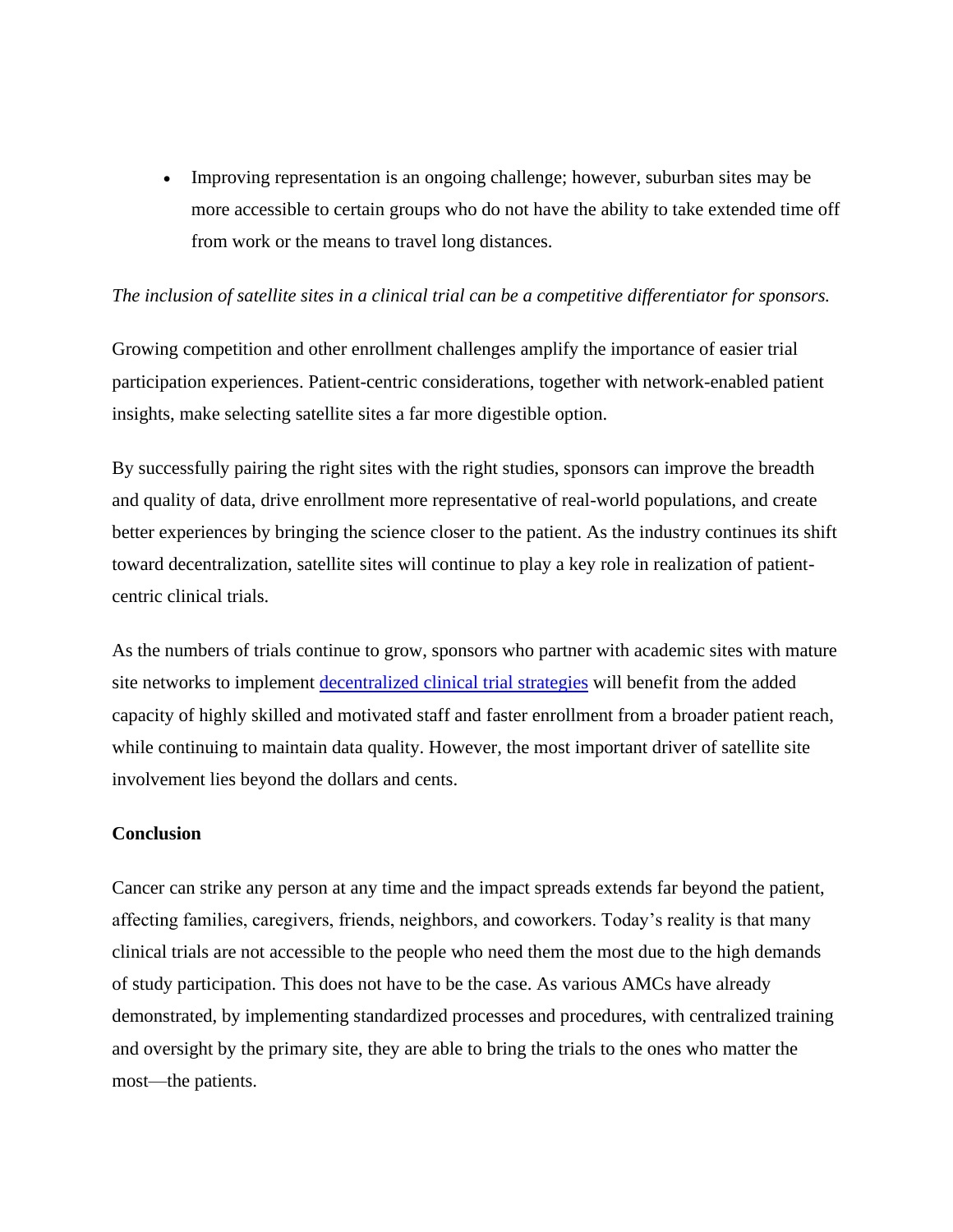- Improving representation is an ongoing challenge; however, suburban sites may be more accessible to certain groups who do not have the ability to take extended time off from work or the means to travel long distances.

*The inclusion of satellite sites in a clinical trial can be a competitive differentiator for sponsors.*

Growing competition and other enrollment challenges amplify the importance of easier trial participation experiences. Patient-centric considerations, together with network-enabled patient insights, make selecting satellite sites a far more digestible option.

By successfully pairing the right sites with the right studies, sponsors can improve the breadth and quality of data, drive enrollment more representative of real-world populations, and create better experiences by bringing the science closer to the patient. As the industry continues its shift toward decentralization, satellite sites will continue to play a key role in realization of patient-centric clinical trials.

As the numbers of trials continue to grow, sponsors who partner with academic sites with mature site networks to implement [decentralized clinical trial strategies] will benefit from the added capacity of highly skilled and motivated staff and faster enrollment from a broader patient reach, while continuing to maintain data quality. However, the most important driver of satellite site involvement lies beyond the dollars and cents.

**Conclusion**

Cancer can strike any person at any time and the impact spreads extends far beyond the patient, affecting families, caregivers, friends, neighbors, and coworkers. Today's reality is that many clinical trials are not accessible to the people who need them the most due to the high demands of study participation. This does not have to be the case. As various AMCs have already demonstrated, by implementing standardized processes and procedures, with centralized training and oversight by the primary site, they are able to bring the trials to the ones who matter the most—the patients.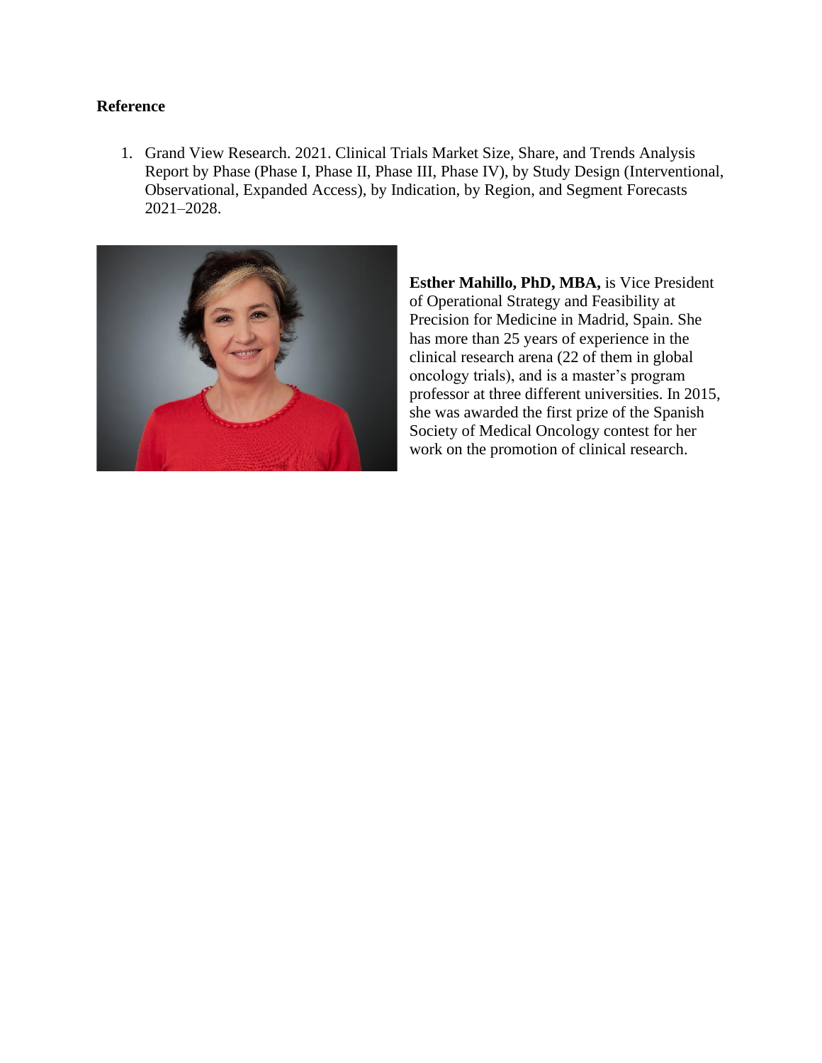**Reference**

1. Grand View Research. 2021. Clinical Trials Market Size, Share, and Trends Analysis Report by Phase (Phase I, Phase II, Phase III, Phase IV), by Study Design (Interventional, Observational, Expanded Access), by Indication, by Region, and Segment Forecasts 2021–2028.

**Esther Mahillo, PhD, MBA,** is Vice President of Operational Strategy and Feasibility at Precision for Medicine in Madrid, Spain. She has more than 25 years of experience in the clinical research arena (22 of them in global oncology trials), and is a master's program professor at three different universities. In 2015, she was awarded the first prize of the Spanish Society of Medical Oncology contest for her work on the promotion of clinical research.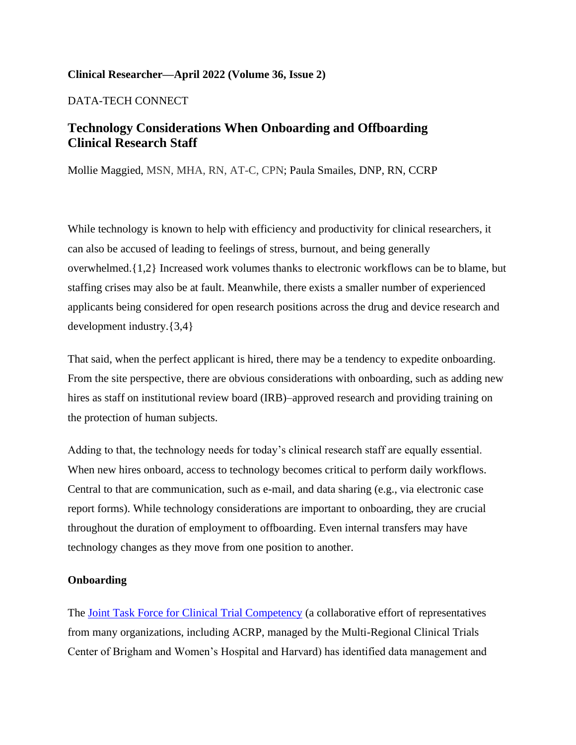**Clinical Researcher—April 2022 (Volume 36, Issue 2)**

DATA-TECH CONNECT

## Technology Considerations When Onboarding and Offboarding Clinical Research Staff

Mollie Maggied, MSN, MHA, RN, AT-C, CPN; Paula Smailes, DNP, RN, CCRP

While technology is known to help with efficiency and productivity for clinical researchers, it can also be accused of leading to feelings of stress, burnout, and being generally overwhelmed.{1,2} Increased work volumes thanks to electronic workflows can be to blame, but staffing crises may also be at fault. Meanwhile, there exists a smaller number of experienced applicants being considered for open research positions across the drug and device research and development industry.{3,4}

That said, when the perfect applicant is hired, there may be a tendency to expedite onboarding. From the site perspective, there are obvious considerations with onboarding, such as adding new hires as staff on institutional review board (IRB)–approved research and providing training on the protection of human subjects.

Adding to that, the technology needs for today's clinical research staff are equally essential. When new hires onboard, access to technology becomes critical to perform daily workflows. Central to that are communication, such as e-mail, and data sharing (e.g., via electronic case report forms). While technology considerations are important to onboarding, they are crucial throughout the duration of employment to offboarding. Even internal transfers may have technology changes as they move from one position to another.

### Onboarding

The [Joint Task Force for Clinical Trial Competency](#) (a collaborative effort of representatives from many organizations, including ACRP, managed by the Multi-Regional Clinical Trials Center of Brigham and Women's Hospital and Harvard) has identified data management and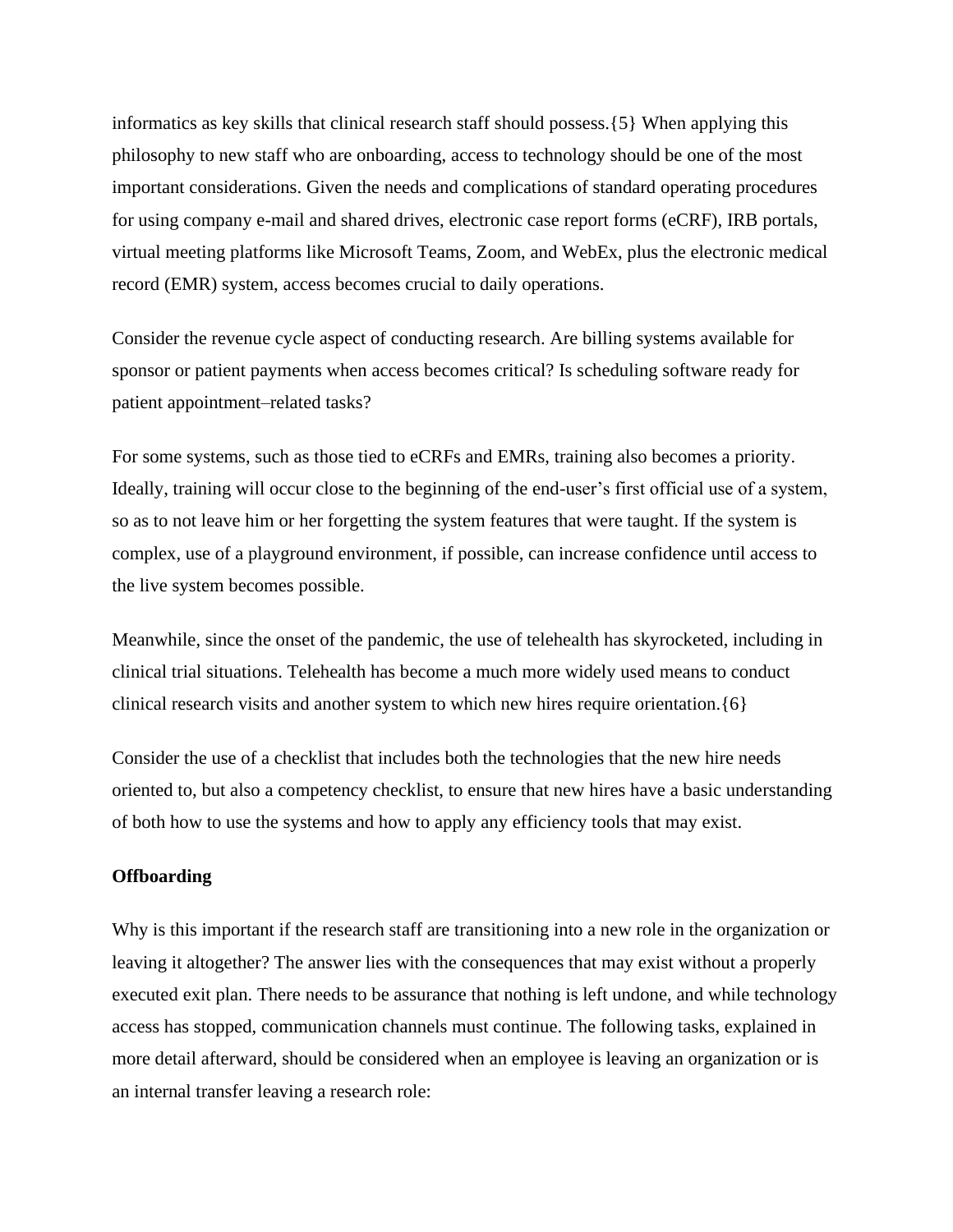informatics as key skills that clinical research staff should possess.{5} When applying this philosophy to new staff who are onboarding, access to technology should be one of the most important considerations. Given the needs and complications of standard operating procedures for using company e-mail and shared drives, electronic case report forms (eCRF), IRB portals, virtual meeting platforms like Microsoft Teams, Zoom, and WebEx, plus the electronic medical record (EMR) system, access becomes crucial to daily operations.

Consider the revenue cycle aspect of conducting research. Are billing systems available for sponsor or patient payments when access becomes critical? Is scheduling software ready for patient appointment–related tasks?

For some systems, such as those tied to eCRFs and EMRs, training also becomes a priority. Ideally, training will occur close to the beginning of the end-user's first official use of a system, so as to not leave him or her forgetting the system features that were taught. If the system is complex, use of a playground environment, if possible, can increase confidence until access to the live system becomes possible.

Meanwhile, since the onset of the pandemic, the use of telehealth has skyrocketed, including in clinical trial situations. Telehealth has become a much more widely used means to conduct clinical research visits and another system to which new hires require orientation.{6}

Consider the use of a checklist that includes both the technologies that the new hire needs oriented to, but also a competency checklist, to ensure that new hires have a basic understanding of both how to use the systems and how to apply any efficiency tools that may exist.

**Offboarding**

Why is this important if the research staff are transitioning into a new role in the organization or leaving it altogether? The answer lies with the consequences that may exist without a properly executed exit plan. There needs to be assurance that nothing is left undone, and while technology access has stopped, communication channels must continue. The following tasks, explained in more detail afterward, should be considered when an employee is leaving an organization or is an internal transfer leaving a research role: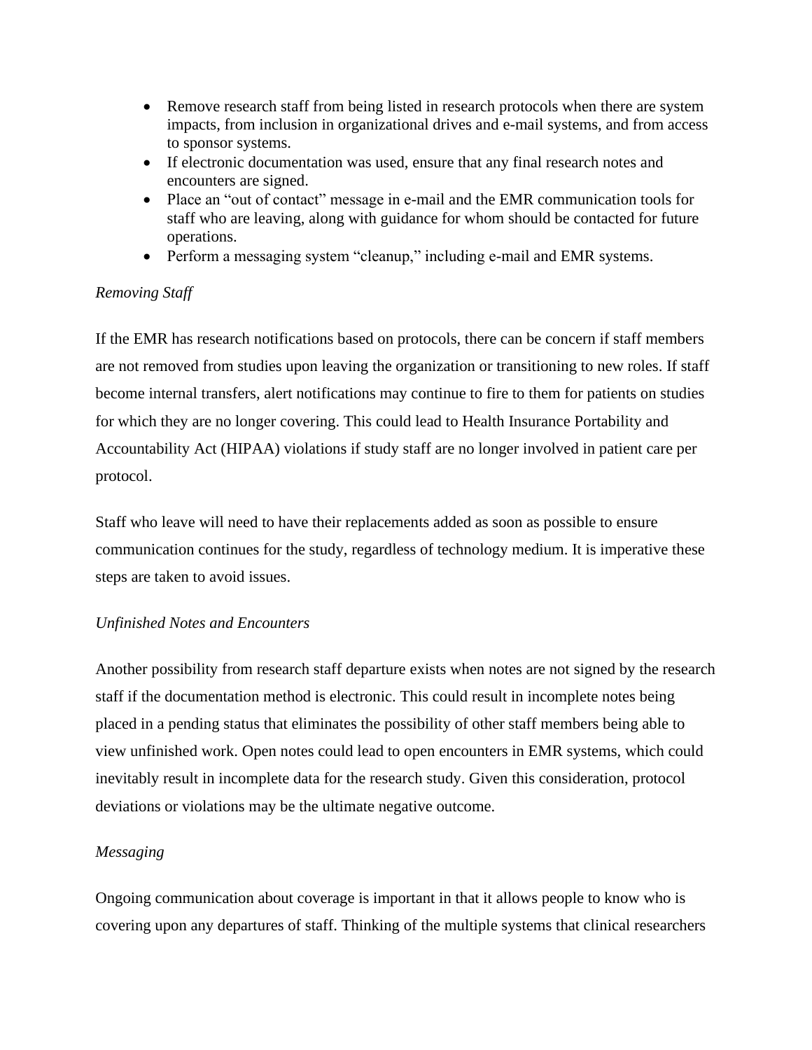- Remove research staff from being listed in research protocols when there are system impacts, from inclusion in organizational drives and e-mail systems, and from access to sponsor systems.
- If electronic documentation was used, ensure that any final research notes and encounters are signed.
- Place an "out of contact" message in e-mail and the EMR communication tools for staff who are leaving, along with guidance for whom should be contacted for future operations.
- Perform a messaging system "cleanup," including e-mail and EMR systems.

*Removing Staff*

If the EMR has research notifications based on protocols, there can be concern if staff members are not removed from studies upon leaving the organization or transitioning to new roles. If staff become internal transfers, alert notifications may continue to fire to them for patients on studies for which they are no longer covering. This could lead to Health Insurance Portability and Accountability Act (HIPAA) violations if study staff are no longer involved in patient care per protocol.

Staff who leave will need to have their replacements added as soon as possible to ensure communication continues for the study, regardless of technology medium. It is imperative these steps are taken to avoid issues.

*Unfinished Notes and Encounters*

Another possibility from research staff departure exists when notes are not signed by the research staff if the documentation method is electronic. This could result in incomplete notes being placed in a pending status that eliminates the possibility of other staff members being able to view unfinished work. Open notes could lead to open encounters in EMR systems, which could inevitably result in incomplete data for the research study. Given this consideration, protocol deviations or violations may be the ultimate negative outcome.

*Messaging*

Ongoing communication about coverage is important in that it allows people to know who is covering upon any departures of staff. Thinking of the multiple systems that clinical researchers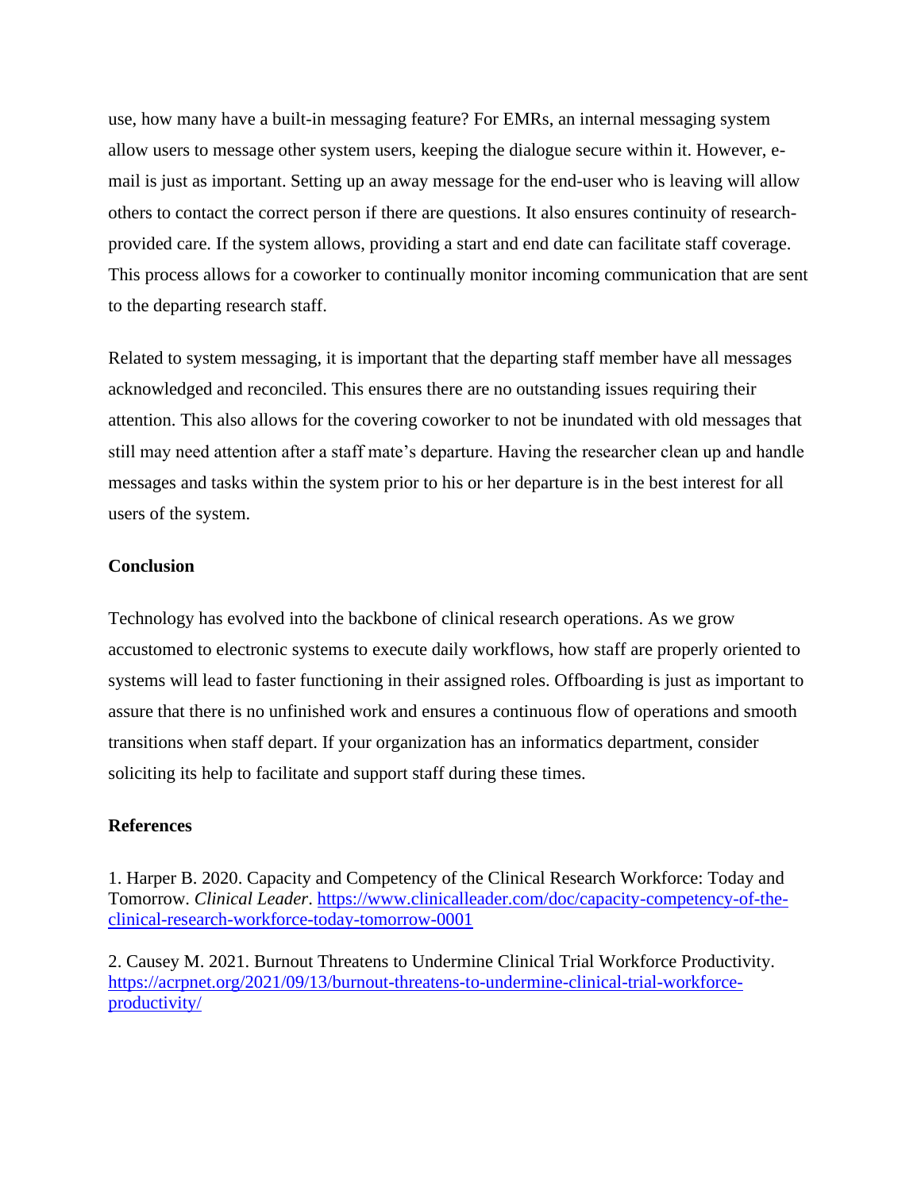use, how many have a built-in messaging feature? For EMRs, an internal messaging system allow users to message other system users, keeping the dialogue secure within it. However, e-mail is just as important. Setting up an away message for the end-user who is leaving will allow others to contact the correct person if there are questions. It also ensures continuity of research-provided care. If the system allows, providing a start and end date can facilitate staff coverage. This process allows for a coworker to continually monitor incoming communication that are sent to the departing research staff.

Related to system messaging, it is important that the departing staff member have all messages acknowledged and reconciled. This ensures there are no outstanding issues requiring their attention. This also allows for the covering coworker to not be inundated with old messages that still may need attention after a staff mate's departure. Having the researcher clean up and handle messages and tasks within the system prior to his or her departure is in the best interest for all users of the system.

**Conclusion**

Technology has evolved into the backbone of clinical research operations. As we grow accustomed to electronic systems to execute daily workflows, how staff are properly oriented to systems will lead to faster functioning in their assigned roles. Offboarding is just as important to assure that there is no unfinished work and ensures a continuous flow of operations and smooth transitions when staff depart. If your organization has an informatics department, consider soliciting its help to facilitate and support staff during these times.

**References**

1. Harper B. 2020. Capacity and Competency of the Clinical Research Workforce: Today and Tomorrow. *Clinical Leader*. [https://www.clinicalleader.com/doc/capacity-competency-of-the-clinical-research-workforce-today-tomorrow-0001](https://www.clinicalleader.com/doc/capacity-competency-of-the-clinical-research-workforce-today-tomorrow-0001)

2. Causey M. 2021. Burnout Threatens to Undermine Clinical Trial Workforce Productivity. [https://acrpnet.org/2021/09/13/burnout-threatens-to-undermine-clinical-trial-workforce-productivity/](https://acrpnet.org/2021/09/13/burnout-threatens-to-undermine-clinical-trial-workforce-productivity/)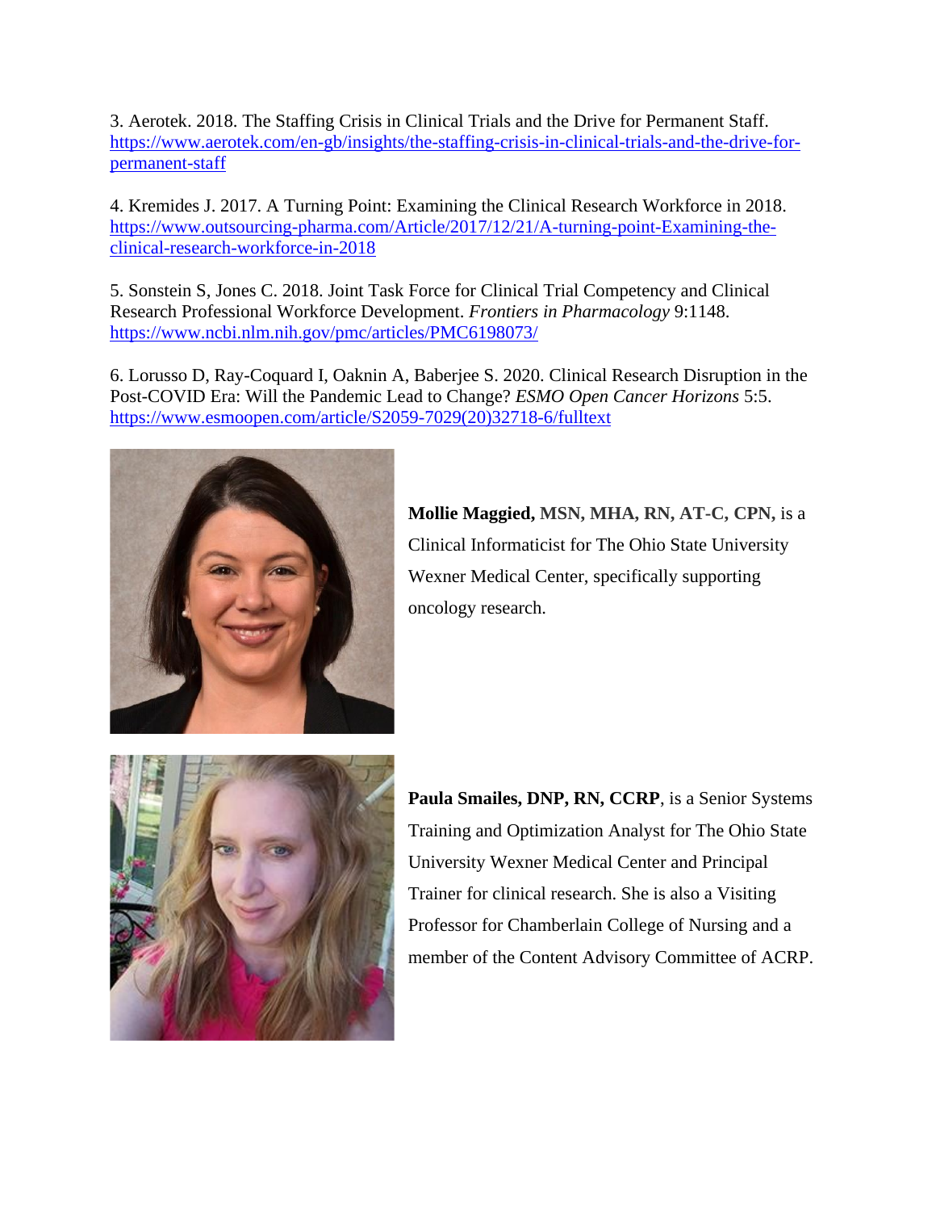3. Aerotek. 2018. The Staffing Crisis in Clinical Trials and the Drive for Permanent Staff. [https://www.aerotek.com/en-gb/insights/the-staffing-crisis-in-clinical-trials-and-the-drive-for-permanent-staff](https://www.aerotek.com/en-gb/insights/the-staffing-crisis-in-clinical-trials-and-the-drive-for-permanent-staff)

4. Kremides J. 2017. A Turning Point: Examining the Clinical Research Workforce in 2018. [https://www.outsourcing-pharma.com/Article/2017/12/21/A-turning-point-Examining-the-clinical-research-workforce-in-2018](https://www.outsourcing-pharma.com/Article/2017/12/21/A-turning-point-Examining-the-clinical-research-workforce-in-2018)

5. Sonstein S, Jones C. 2018. Joint Task Force for Clinical Trial Competency and Clinical Research Professional Workforce Development. *Frontiers in Pharmacology* 9:1148. [https://www.ncbi.nlm.nih.gov/pmc/articles/PMC6198073/](https://www.ncbi.nlm.nih.gov/pmc/articles/PMC6198073/)

6. Lorusso D, Ray-Coquard I, Oaknin A, Baberjee S. 2020. Clinical Research Disruption in the Post-COVID Era: Will the Pandemic Lead to Change? *ESMO Open Cancer Horizons* 5:5. [https://www.esmoopen.com/article/S2059-7029(20)32718-6/fulltext](https://www.esmoopen.com/article/S2059-7029(20)32718-6/fulltext)

**Mollie Maggied, MSN, MHA, RN, AT-C, CPN,** is a Clinical Informaticist for The Ohio State University Wexner Medical Center, specifically supporting oncology research.

**Paula Smailes, DNP, RN, CCRP**, is a Senior Systems Training and Optimization Analyst for The Ohio State University Wexner Medical Center and Principal Trainer for clinical research. She is also a Visiting Professor for Chamberlain College of Nursing and a member of the Content Advisory Committee of ACRP.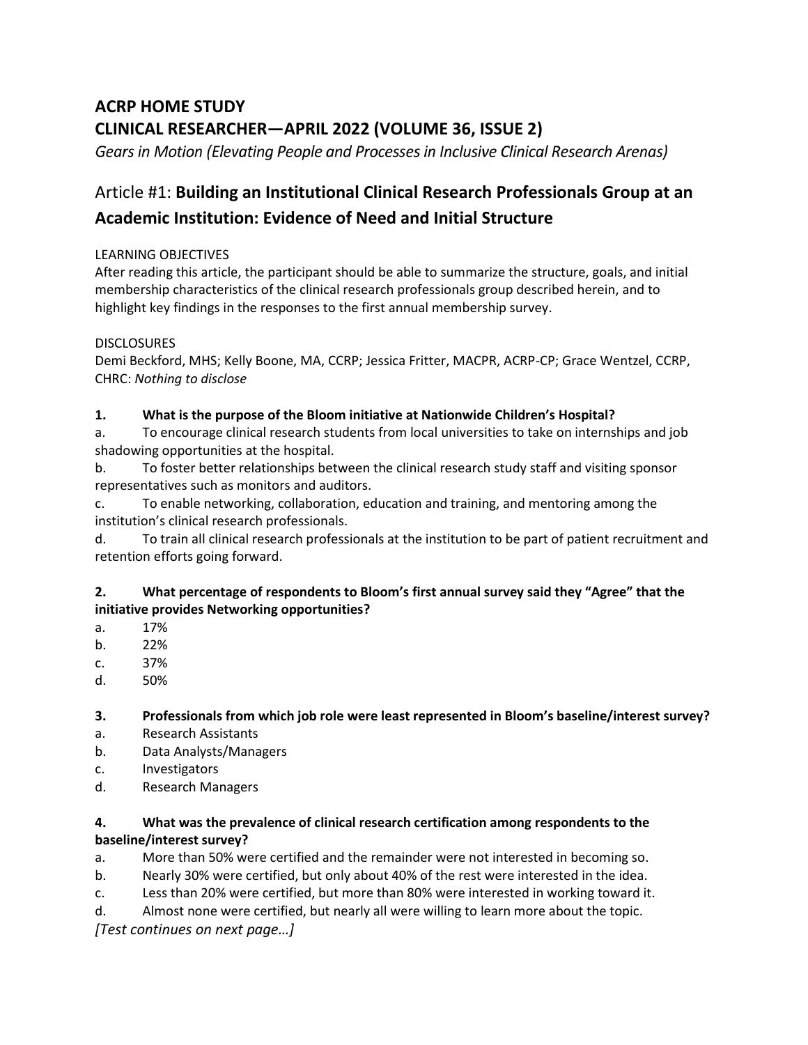# ACRP HOME STUDY
# CLINICAL RESEARCHER—APRIL 2022 (VOLUME 36, ISSUE 2)

*Gears in Motion (Elevating People and Processes in Inclusive Clinical Research Arenas)*

## Article #1: **Building an Institutional Clinical Research Professionals Group at an Academic Institution: Evidence of Need and Initial Structure**

LEARNING OBJECTIVES

After reading this article, the participant should be able to summarize the structure, goals, and initial membership characteristics of the clinical research professionals group described herein, and to highlight key findings in the responses to the first annual membership survey.

DISCLOSURES

Demi Beckford, MHS; Kelly Boone, MA, CCRP; Jessica Fritter, MACPR, ACRP-CP; Grace Wentzel, CCRP, CHRC: *Nothing to disclose*

**1. What is the purpose of the Bloom initiative at Nationwide Children's Hospital?**

a. To encourage clinical research students from local universities to take on internships and job shadowing opportunities at the hospital.

b. To foster better relationships between the clinical research study staff and visiting sponsor representatives such as monitors and auditors.

c. To enable networking, collaboration, education and training, and mentoring among the institution's clinical research professionals.

d. To train all clinical research professionals at the institution to be part of patient recruitment and retention efforts going forward.

**2. What percentage of respondents to Bloom's first annual survey said they "Agree" that the initiative provides Networking opportunities?**

a. 17%

b. 22%

c. 37%

d. 50%

**3. Professionals from which job role were least represented in Bloom's baseline/interest survey?**

a. Research Assistants

b. Data Analysts/Managers

c. Investigators

d. Research Managers

**4. What was the prevalence of clinical research certification among respondents to the baseline/interest survey?**

a. More than 50% were certified and the remainder were not interested in becoming so.

b. Nearly 30% were certified, but only about 40% of the rest were interested in the idea.

c. Less than 20% were certified, but more than 80% were interested in working toward it.

d. Almost none were certified, but nearly all were willing to learn more about the topic.

*[Test continues on next page…]*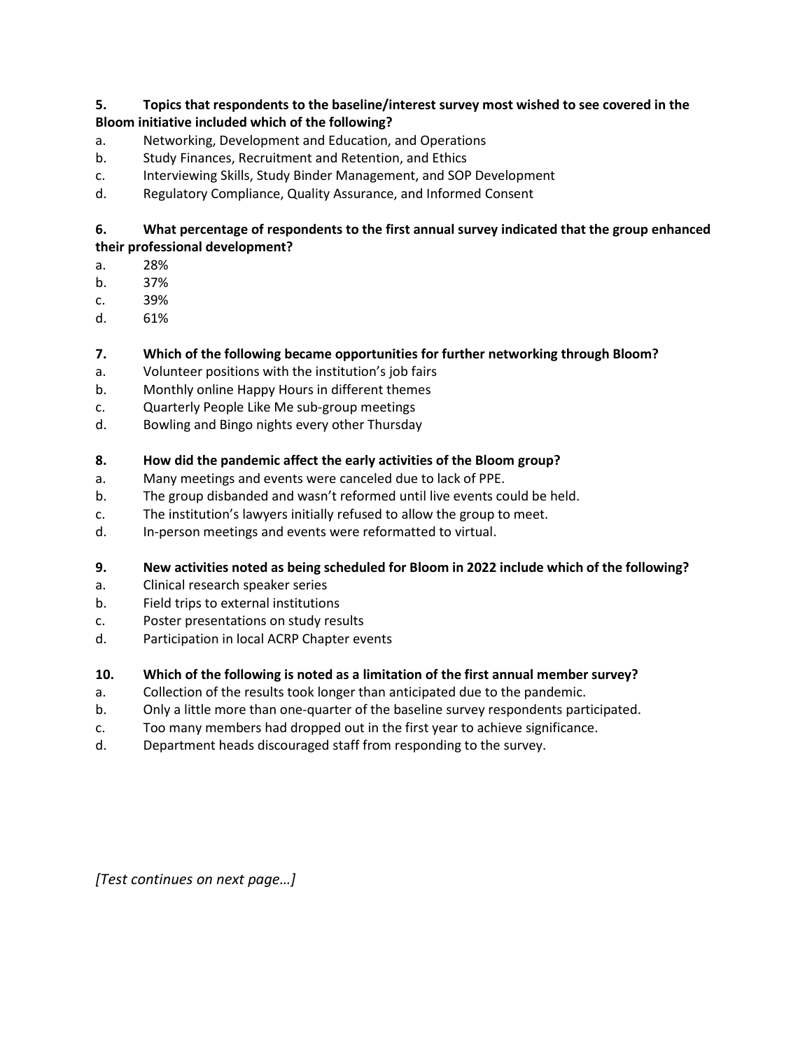**5. Topics that respondents to the baseline/interest survey most wished to see covered in the Bloom initiative included which of the following?**

a. Networking, Development and Education, and Operations
b. Study Finances, Recruitment and Retention, and Ethics
c. Interviewing Skills, Study Binder Management, and SOP Development
d. Regulatory Compliance, Quality Assurance, and Informed Consent

**6. What percentage of respondents to the first annual survey indicated that the group enhanced their professional development?**

a. 28%
b. 37%
c. 39%
d. 61%

**7. Which of the following became opportunities for further networking through Bloom?**

a. Volunteer positions with the institution's job fairs
b. Monthly online Happy Hours in different themes
c. Quarterly People Like Me sub-group meetings
d. Bowling and Bingo nights every other Thursday

**8. How did the pandemic affect the early activities of the Bloom group?**

a. Many meetings and events were canceled due to lack of PPE.
b. The group disbanded and wasn't reformed until live events could be held.
c. The institution's lawyers initially refused to allow the group to meet.
d. In-person meetings and events were reformatted to virtual.

**9. New activities noted as being scheduled for Bloom in 2022 include which of the following?**

a. Clinical research speaker series
b. Field trips to external institutions
c. Poster presentations on study results
d. Participation in local ACRP Chapter events

**10. Which of the following is noted as a limitation of the first annual member survey?**

a. Collection of the results took longer than anticipated due to the pandemic.
b. Only a little more than one-quarter of the baseline survey respondents participated.
c. Too many members had dropped out in the first year to achieve significance.
d. Department heads discouraged staff from responding to the survey.

*[Test continues on next page…]*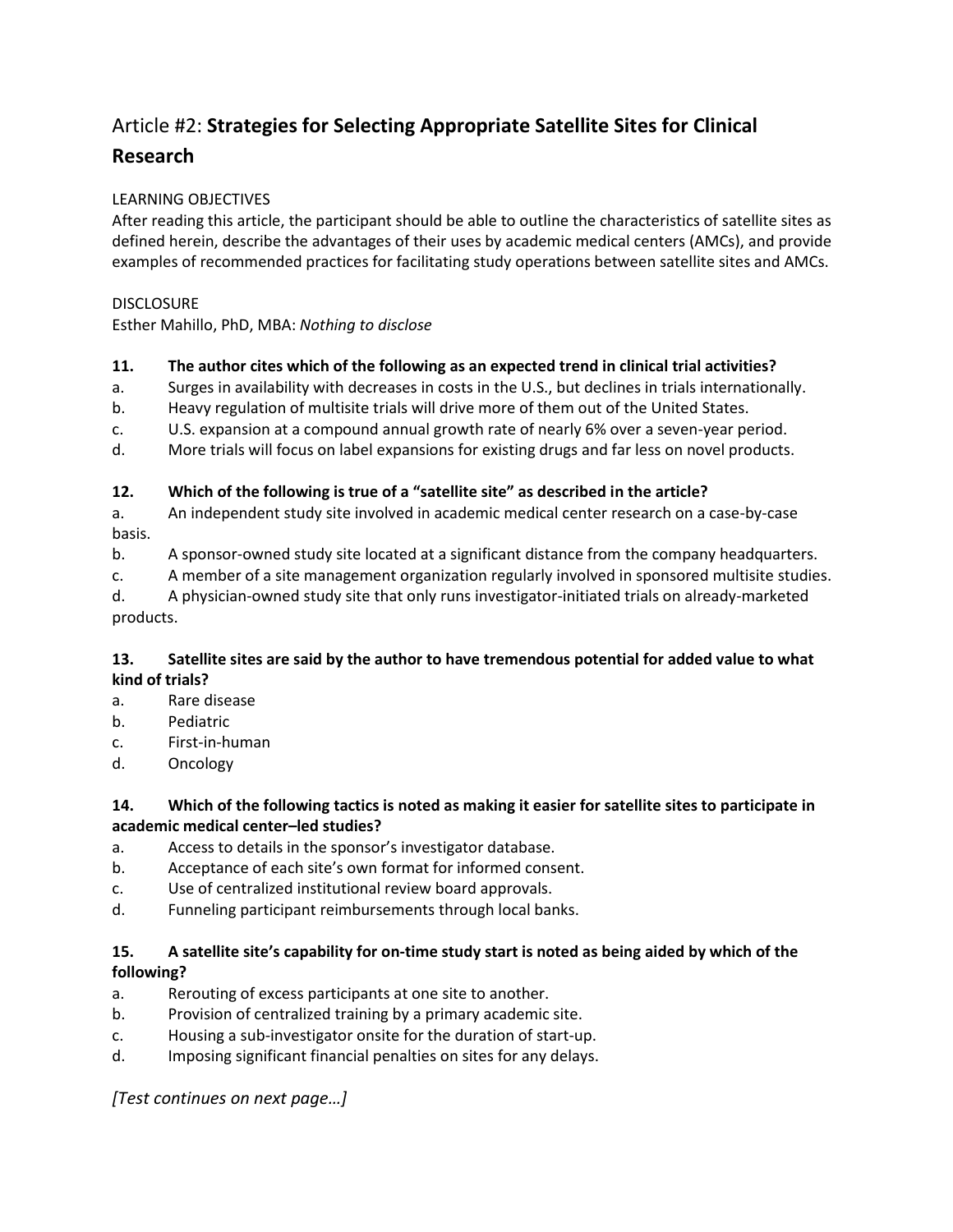## Article #2: **Strategies for Selecting Appropriate Satellite Sites for Clinical Research**

LEARNING OBJECTIVES

After reading this article, the participant should be able to outline the characteristics of satellite sites as defined herein, describe the advantages of their uses by academic medical centers (AMCs), and provide examples of recommended practices for facilitating study operations between satellite sites and AMCs.

DISCLOSURE

Esther Mahillo, PhD, MBA: *Nothing to disclose*

**11. The author cites which of the following as an expected trend in clinical trial activities?**

a. Surges in availability with decreases in costs in the U.S., but declines in trials internationally.
b. Heavy regulation of multisite trials will drive more of them out of the United States.
c. U.S. expansion at a compound annual growth rate of nearly 6% over a seven-year period.
d. More trials will focus on label expansions for existing drugs and far less on novel products.

**12. Which of the following is true of a "satellite site" as described in the article?**

a. An independent study site involved in academic medical center research on a case-by-case basis.
b. A sponsor-owned study site located at a significant distance from the company headquarters.
c. A member of a site management organization regularly involved in sponsored multisite studies.
d. A physician-owned study site that only runs investigator-initiated trials on already-marketed products.

**13. Satellite sites are said by the author to have tremendous potential for added value to what kind of trials?**

a. Rare disease
b. Pediatric
c. First-in-human
d. Oncology

**14. Which of the following tactics is noted as making it easier for satellite sites to participate in academic medical center–led studies?**

a. Access to details in the sponsor's investigator database.
b. Acceptance of each site's own format for informed consent.
c. Use of centralized institutional review board approvals.
d. Funneling participant reimbursements through local banks.

**15. A satellite site's capability for on-time study start is noted as being aided by which of the following?**

a. Rerouting of excess participants at one site to another.
b. Provision of centralized training by a primary academic site.
c. Housing a sub-investigator onsite for the duration of start-up.
d. Imposing significant financial penalties on sites for any delays.

*[Test continues on next page…]*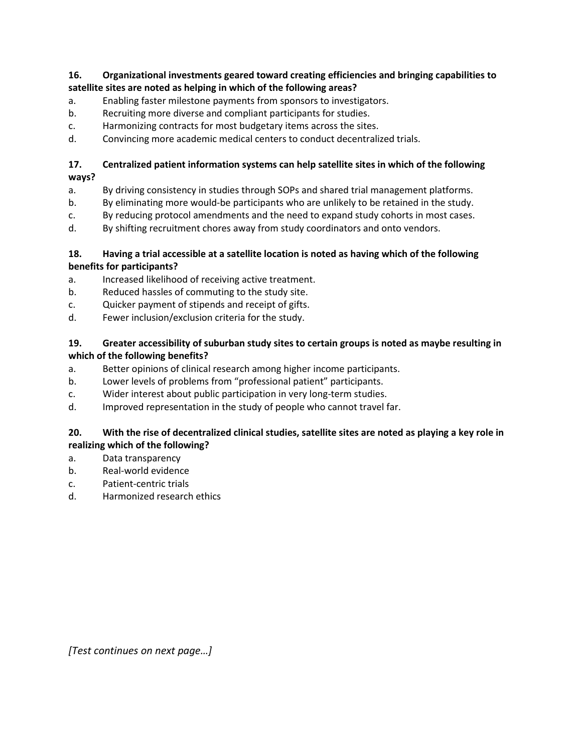**16. Organizational investments geared toward creating efficiencies and bringing capabilities to satellite sites are noted as helping in which of the following areas?**

a. Enabling faster milestone payments from sponsors to investigators.
b. Recruiting more diverse and compliant participants for studies.
c. Harmonizing contracts for most budgetary items across the sites.
d. Convincing more academic medical centers to conduct decentralized trials.

**17. Centralized patient information systems can help satellite sites in which of the following ways?**

a. By driving consistency in studies through SOPs and shared trial management platforms.
b. By eliminating more would-be participants who are unlikely to be retained in the study.
c. By reducing protocol amendments and the need to expand study cohorts in most cases.
d. By shifting recruitment chores away from study coordinators and onto vendors.

**18. Having a trial accessible at a satellite location is noted as having which of the following benefits for participants?**

a. Increased likelihood of receiving active treatment.
b. Reduced hassles of commuting to the study site.
c. Quicker payment of stipends and receipt of gifts.
d. Fewer inclusion/exclusion criteria for the study.

**19. Greater accessibility of suburban study sites to certain groups is noted as maybe resulting in which of the following benefits?**

a. Better opinions of clinical research among higher income participants.
b. Lower levels of problems from "professional patient" participants.
c. Wider interest about public participation in very long-term studies.
d. Improved representation in the study of people who cannot travel far.

**20. With the rise of decentralized clinical studies, satellite sites are noted as playing a key role in realizing which of the following?**

a. Data transparency
b. Real-world evidence
c. Patient-centric trials
d. Harmonized research ethics

*[Test continues on next page…]*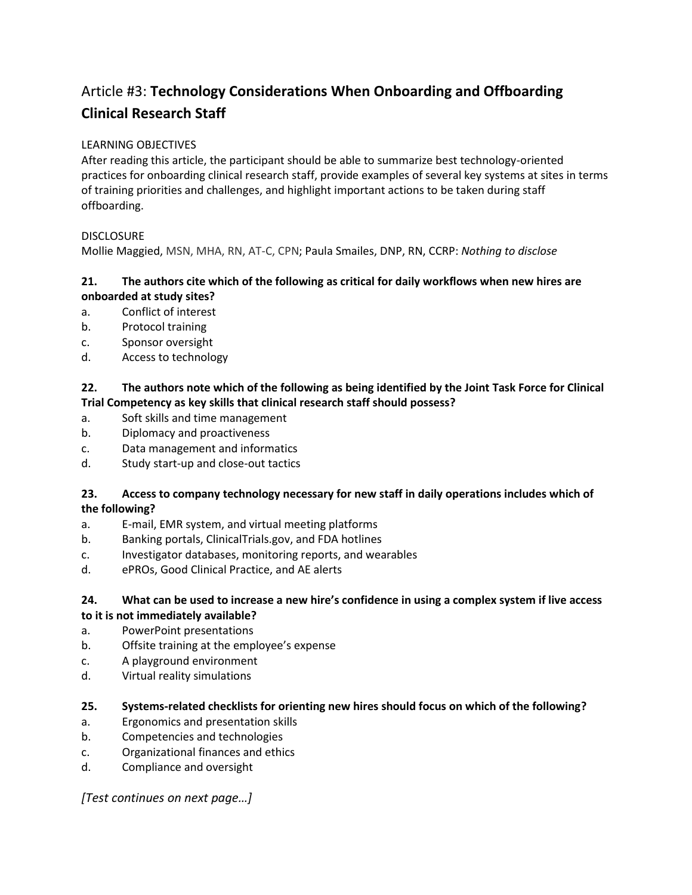# Article #3: **Technology Considerations When Onboarding and Offboarding Clinical Research Staff**

LEARNING OBJECTIVES

After reading this article, the participant should be able to summarize best technology-oriented practices for onboarding clinical research staff, provide examples of several key systems at sites in terms of training priorities and challenges, and highlight important actions to be taken during staff offboarding.

DISCLOSURE

Mollie Maggied, MSN, MHA, RN, AT-C, CPN; Paula Smailes, DNP, RN, CCRP: *Nothing to disclose*

**21. The authors cite which of the following as critical for daily workflows when new hires are onboarded at study sites?**

a. Conflict of interest
b. Protocol training
c. Sponsor oversight
d. Access to technology

**22. The authors note which of the following as being identified by the Joint Task Force for Clinical Trial Competency as key skills that clinical research staff should possess?**

a. Soft skills and time management
b. Diplomacy and proactiveness
c. Data management and informatics
d. Study start-up and close-out tactics

**23. Access to company technology necessary for new staff in daily operations includes which of the following?**

a. E-mail, EMR system, and virtual meeting platforms
b. Banking portals, ClinicalTrials.gov, and FDA hotlines
c. Investigator databases, monitoring reports, and wearables
d. ePROs, Good Clinical Practice, and AE alerts

**24. What can be used to increase a new hire's confidence in using a complex system if live access to it is not immediately available?**

a. PowerPoint presentations
b. Offsite training at the employee's expense
c. A playground environment
d. Virtual reality simulations

**25. Systems-related checklists for orienting new hires should focus on which of the following?**

a. Ergonomics and presentation skills
b. Competencies and technologies
c. Organizational finances and ethics
d. Compliance and oversight

*[Test continues on next page…]*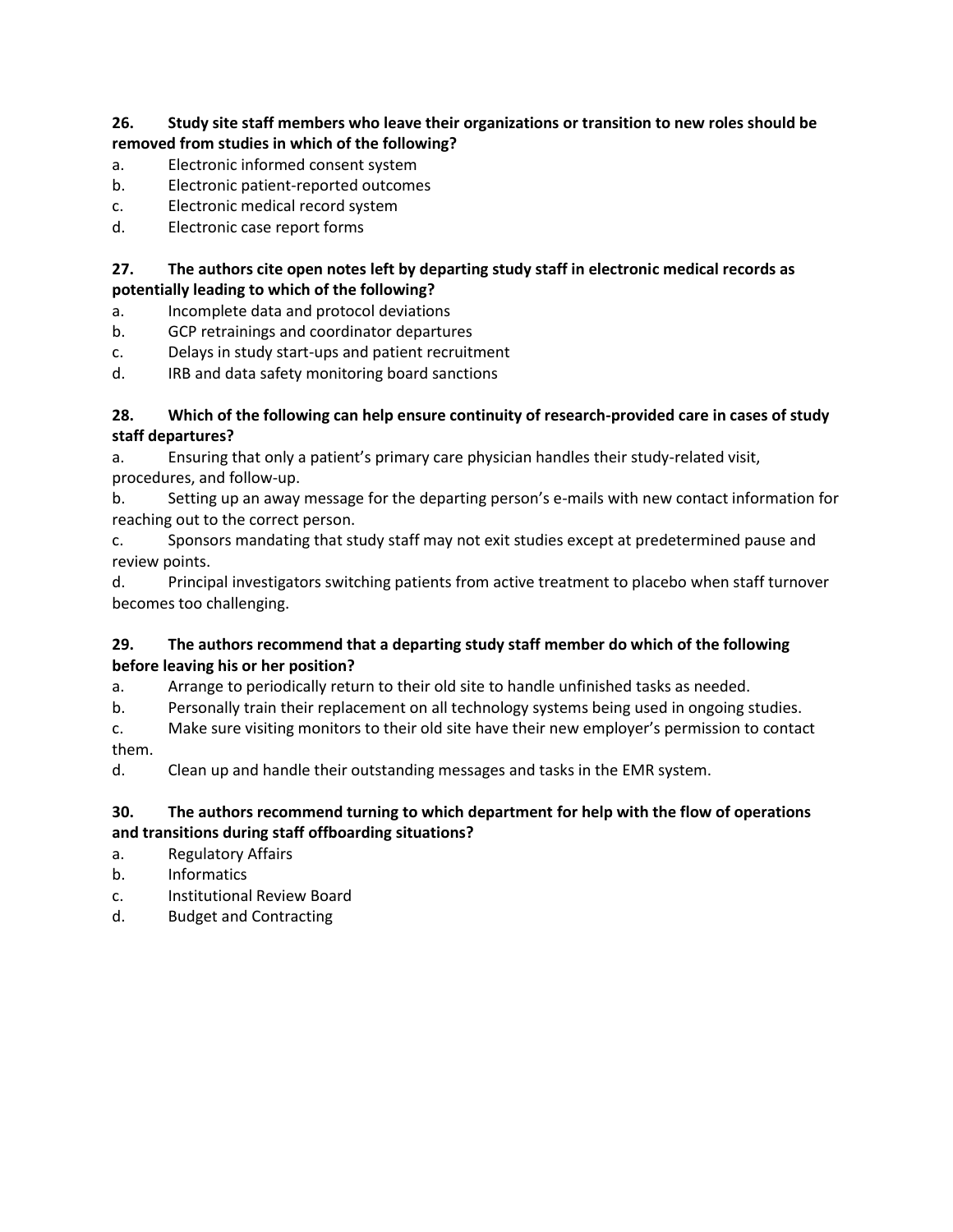**26. Study site staff members who leave their organizations or transition to new roles should be removed from studies in which of the following?**

a. Electronic informed consent system
b. Electronic patient-reported outcomes
c. Electronic medical record system
d. Electronic case report forms

**27. The authors cite open notes left by departing study staff in electronic medical records as potentially leading to which of the following?**

a. Incomplete data and protocol deviations
b. GCP retrainings and coordinator departures
c. Delays in study start-ups and patient recruitment
d. IRB and data safety monitoring board sanctions

**28. Which of the following can help ensure continuity of research-provided care in cases of study staff departures?**

a. Ensuring that only a patient's primary care physician handles their study-related visit, procedures, and follow-up.
b. Setting up an away message for the departing person's e-mails with new contact information for reaching out to the correct person.
c. Sponsors mandating that study staff may not exit studies except at predetermined pause and review points.
d. Principal investigators switching patients from active treatment to placebo when staff turnover becomes too challenging.

**29. The authors recommend that a departing study staff member do which of the following before leaving his or her position?**

a. Arrange to periodically return to their old site to handle unfinished tasks as needed.
b. Personally train their replacement on all technology systems being used in ongoing studies.
c. Make sure visiting monitors to their old site have their new employer's permission to contact them.
d. Clean up and handle their outstanding messages and tasks in the EMR system.

**30. The authors recommend turning to which department for help with the flow of operations and transitions during staff offboarding situations?**

a. Regulatory Affairs
b. Informatics
c. Institutional Review Board
d. Budget and Contracting